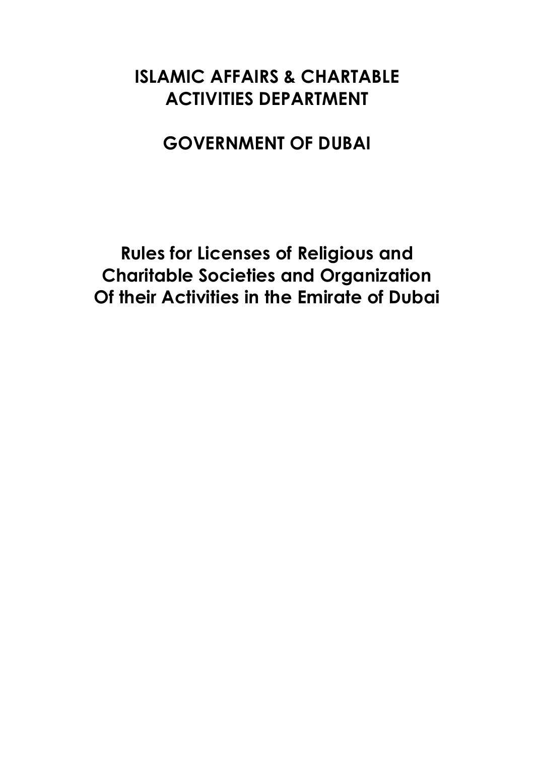# ISLAMIC AFFAIRS & CHARTABLE ACTIVITIES DEPARTMENT

# GOVERNMENT OF DUBAI

# Rules for Licenses of Religious and Charitable Societies and Organization Of their Activities in the Emirate of Dubai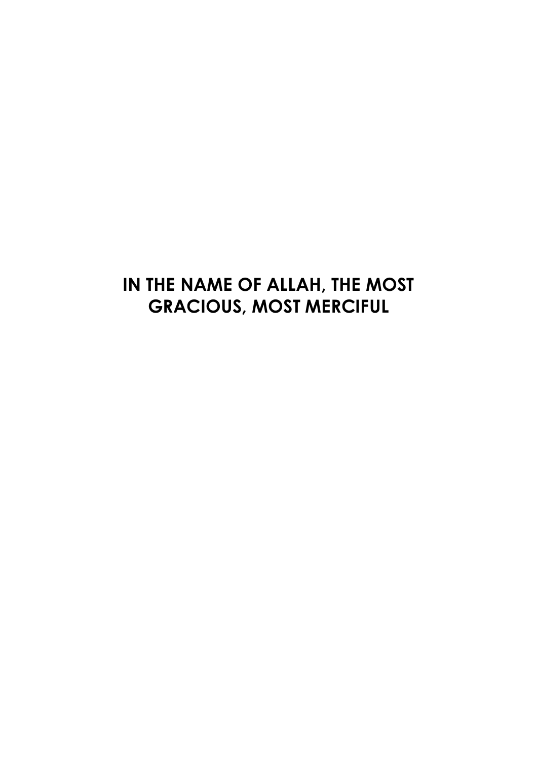**IN THE NAME OF ALLAH, THE MOST GRACIOUS, MOST MERCIFUL**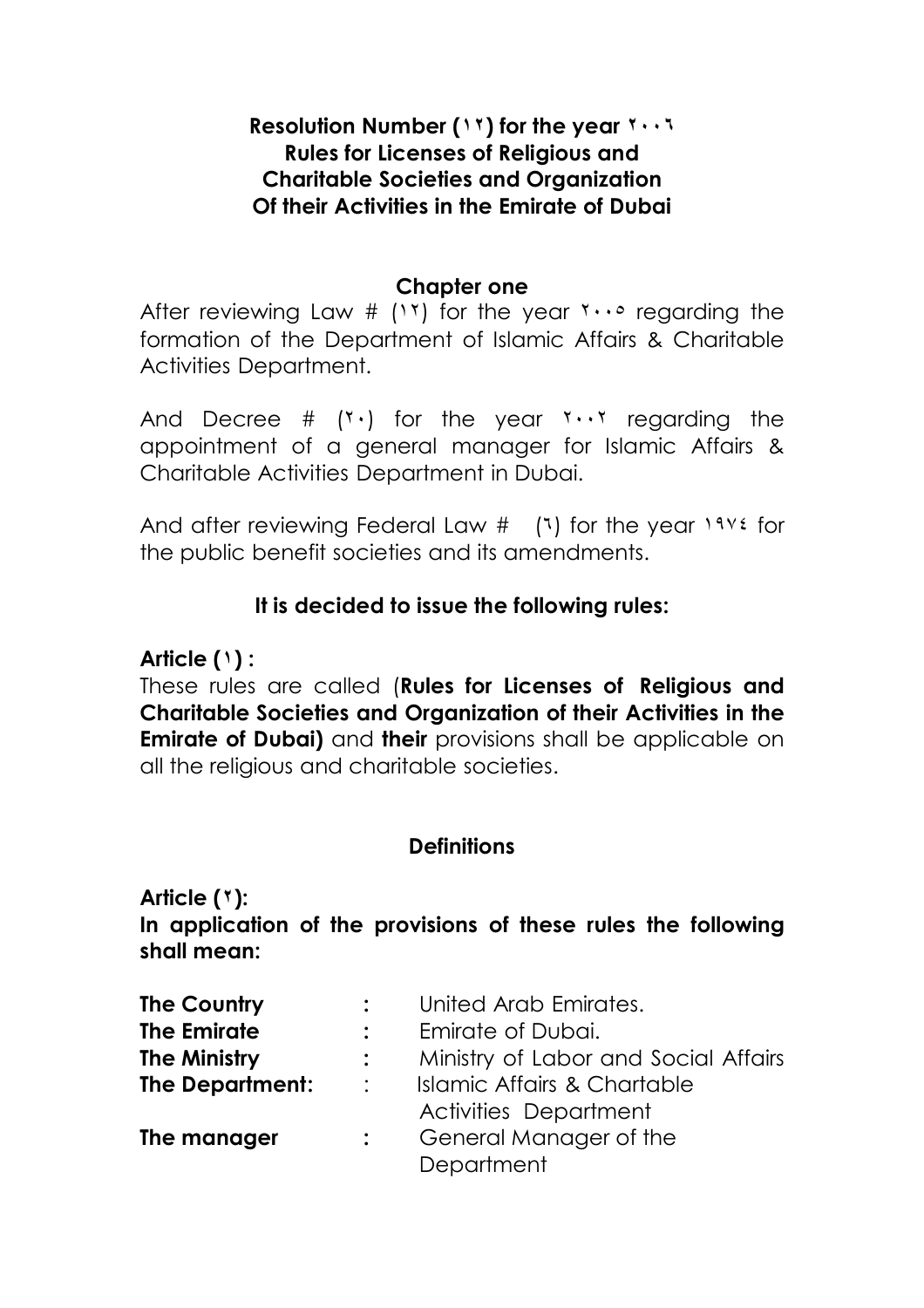# Resolution Number (١٢) for the year ٢٠٠٦
# Rules for Licenses of Religious and Charitable Societies and Organization Of their Activities in the Emirate of Dubai

## Chapter one

After reviewing Law # (١٢) for the year ٢٠٠٥ regarding the formation of the Department of Islamic Affairs & Charitable Activities Department.

And Decree # (٢٠) for the year ٢٠٠٢ regarding the appointment of a general manager for Islamic Affairs & Charitable Activities Department in Dubai.

And after reviewing Federal Law # (٦) for the year ١٩٧٤ for the public benefit societies and its amendments.

**It is decided to issue the following rules:**

**Article (١) :**
These rules are called (**Rules for Licenses of Religious and Charitable Societies and Organization of their Activities in the Emirate of Dubai)** and **their** provisions shall be applicable on all the religious and charitable societies.

### Definitions

**Article (٢):**
**In application of the provisions of these rules the following shall mean:**

| | | |
|---|---|---|
| **The Country** | **:** | United Arab Emirates. |
| **The Emirate** | **:** | Emirate of Dubai. |
| **The Ministry** | **:** | Ministry of Labor and Social Affairs |
| **The Department:** | : | Islamic Affairs & Chartable Activities Department |
| **The manager** | **:** | General Manager of the Department |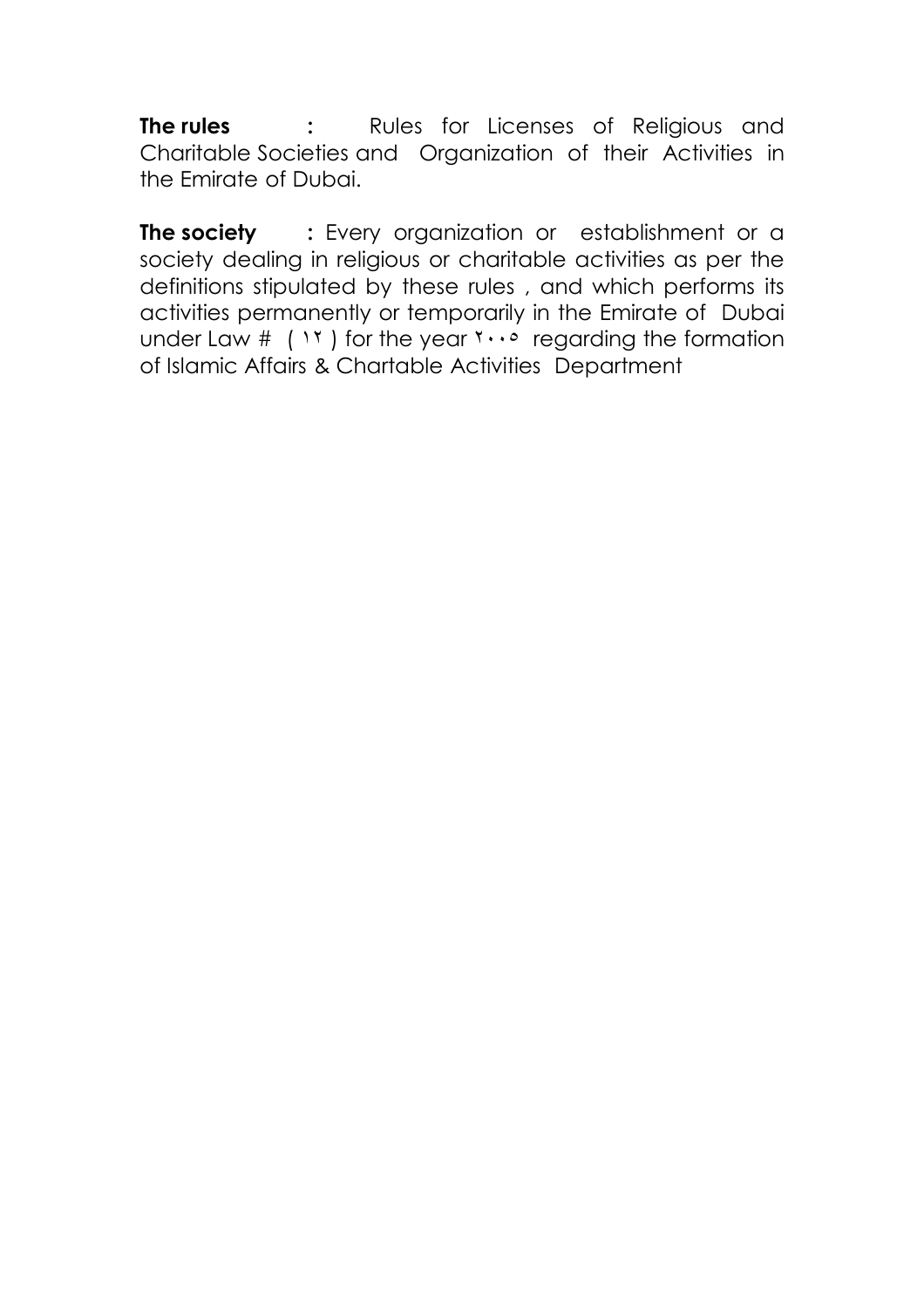**The rules :** Rules for Licenses of Religious and Charitable Societies and Organization of their Activities in the Emirate of Dubai.

**The society :** Every organization or establishment or a society dealing in religious or charitable activities as per the definitions stipulated by these rules , and which performs its activities permanently or temporarily in the Emirate of Dubai under Law # ( ١٢ ) for the year ٢٠٠٥ regarding the formation of Islamic Affairs & Chartable Activities Department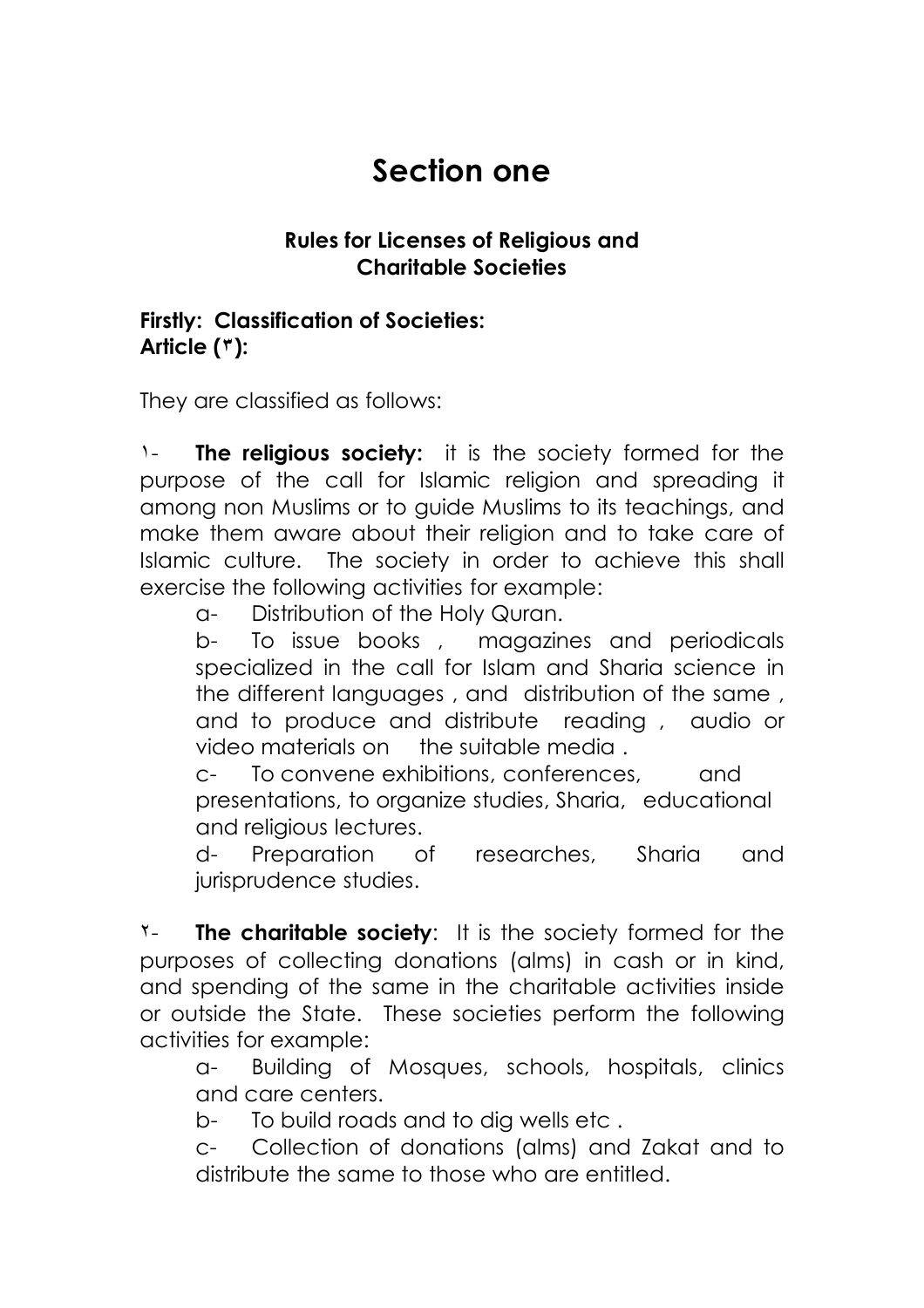# Section one

### Rules for Licenses of Religious and Charitable Societies

**Firstly: Classification of Societies:**
**Article (٣):**

They are classified as follows:

١- **The religious society:** it is the society formed for the purpose of the call for Islamic religion and spreading it among non Muslims or to guide Muslims to its teachings, and make them aware about their religion and to take care of Islamic culture. The society in order to achieve this shall exercise the following activities for example:

a- Distribution of the Holy Quran.

b- To issue books , magazines and periodicals specialized in the call for Islam and Sharia science in the different languages , and distribution of the same , and to produce and distribute reading , audio or video materials on the suitable media .

c- To convene exhibitions, conferences, and presentations, to organize studies, Sharia, educational and religious lectures.

d- Preparation of researches, Sharia and jurisprudence studies.

٢- **The charitable society**: It is the society formed for the purposes of collecting donations (alms) in cash or in kind, and spending of the same in the charitable activities inside or outside the State. These societies perform the following activities for example:

a- Building of Mosques, schools, hospitals, clinics and care centers.

b- To build roads and to dig wells etc .

c- Collection of donations (alms) and Zakat and to distribute the same to those who are entitled.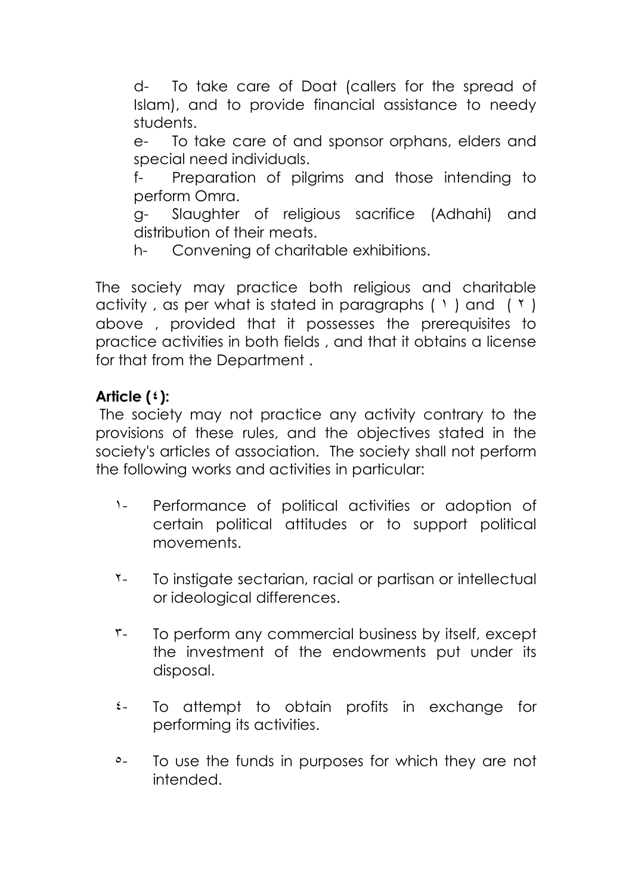d- To take care of Doat (callers for the spread of Islam), and to provide financial assistance to needy students.

e- To take care of and sponsor orphans, elders and special need individuals.

f- Preparation of pilgrims and those intending to perform Omra.

g- Slaughter of religious sacrifice (Adhahi) and distribution of their meats.

h- Convening of charitable exhibitions.

The society may practice both religious and charitable activity , as per what is stated in paragraphs ( ١ ) and ( ٢ ) above , provided that it possesses the prerequisites to practice activities in both fields , and that it obtains a license for that from the Department .

**Article (٤):**

The society may not practice any activity contrary to the provisions of these rules, and the objectives stated in the society's articles of association. The society shall not perform the following works and activities in particular:

١- Performance of political activities or adoption of certain political attitudes or to support political movements.

٢- To instigate sectarian, racial or partisan or intellectual or ideological differences.

٣- To perform any commercial business by itself, except the investment of the endowments put under its disposal.

٤- To attempt to obtain profits in exchange for performing its activities.

٥- To use the funds in purposes for which they are not intended.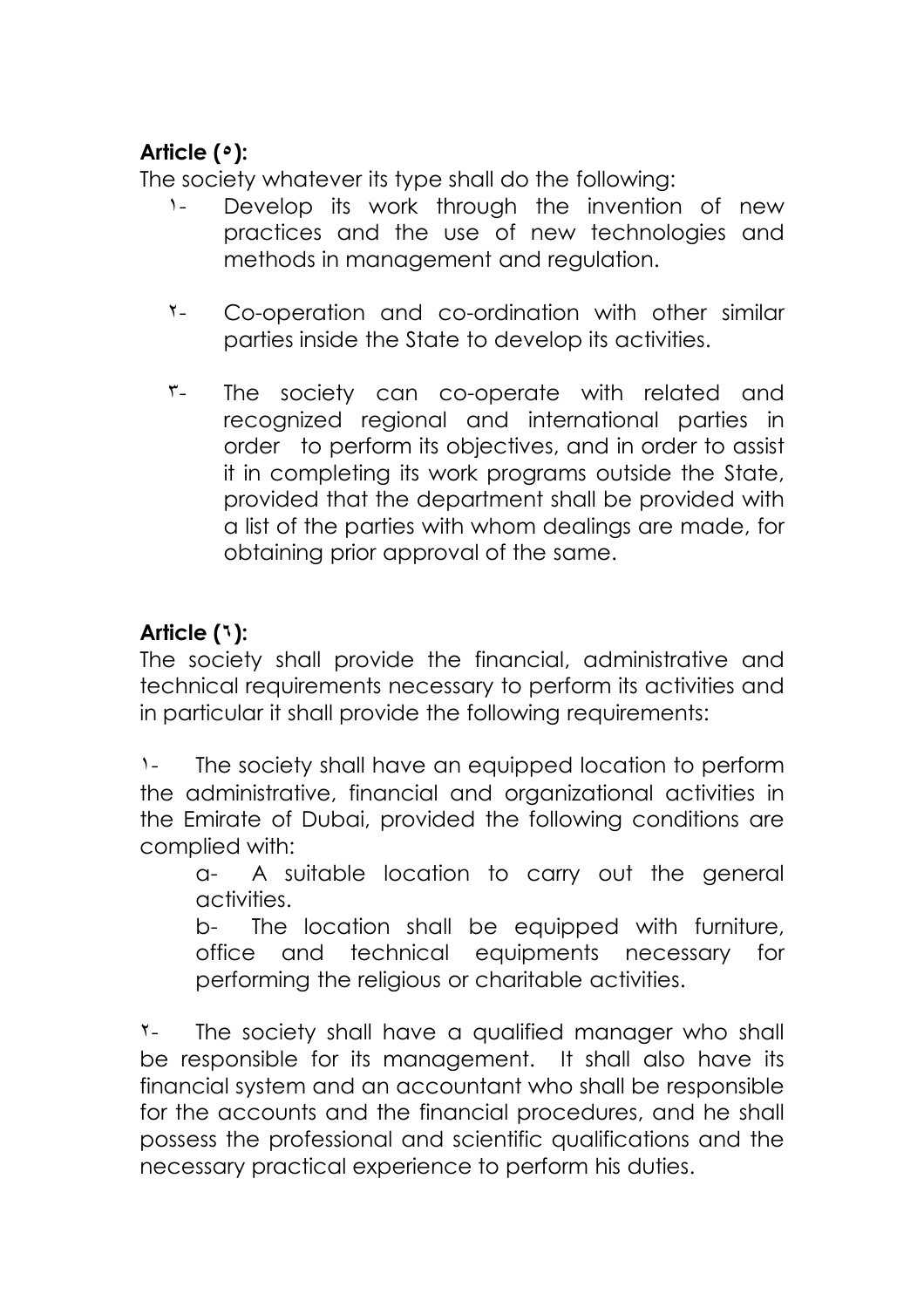**Article (٥):**

The society whatever its type shall do the following:

١- Develop its work through the invention of new practices and the use of new technologies and methods in management and regulation.

٢- Co-operation and co-ordination with other similar parties inside the State to develop its activities.

٣- The society can co-operate with related and recognized regional and international parties in order to perform its objectives, and in order to assist it in completing its work programs outside the State, provided that the department shall be provided with a list of the parties with whom dealings are made, for obtaining prior approval of the same.

**Article (٦):**

The society shall provide the financial, administrative and technical requirements necessary to perform its activities and in particular it shall provide the following requirements:

١- The society shall have an equipped location to perform the administrative, financial and organizational activities in the Emirate of Dubai, provided the following conditions are complied with:

a- A suitable location to carry out the general activities.

b- The location shall be equipped with furniture, office and technical equipments necessary for performing the religious or charitable activities.

٢- The society shall have a qualified manager who shall be responsible for its management. It shall also have its financial system and an accountant who shall be responsible for the accounts and the financial procedures, and he shall possess the professional and scientific qualifications and the necessary practical experience to perform his duties.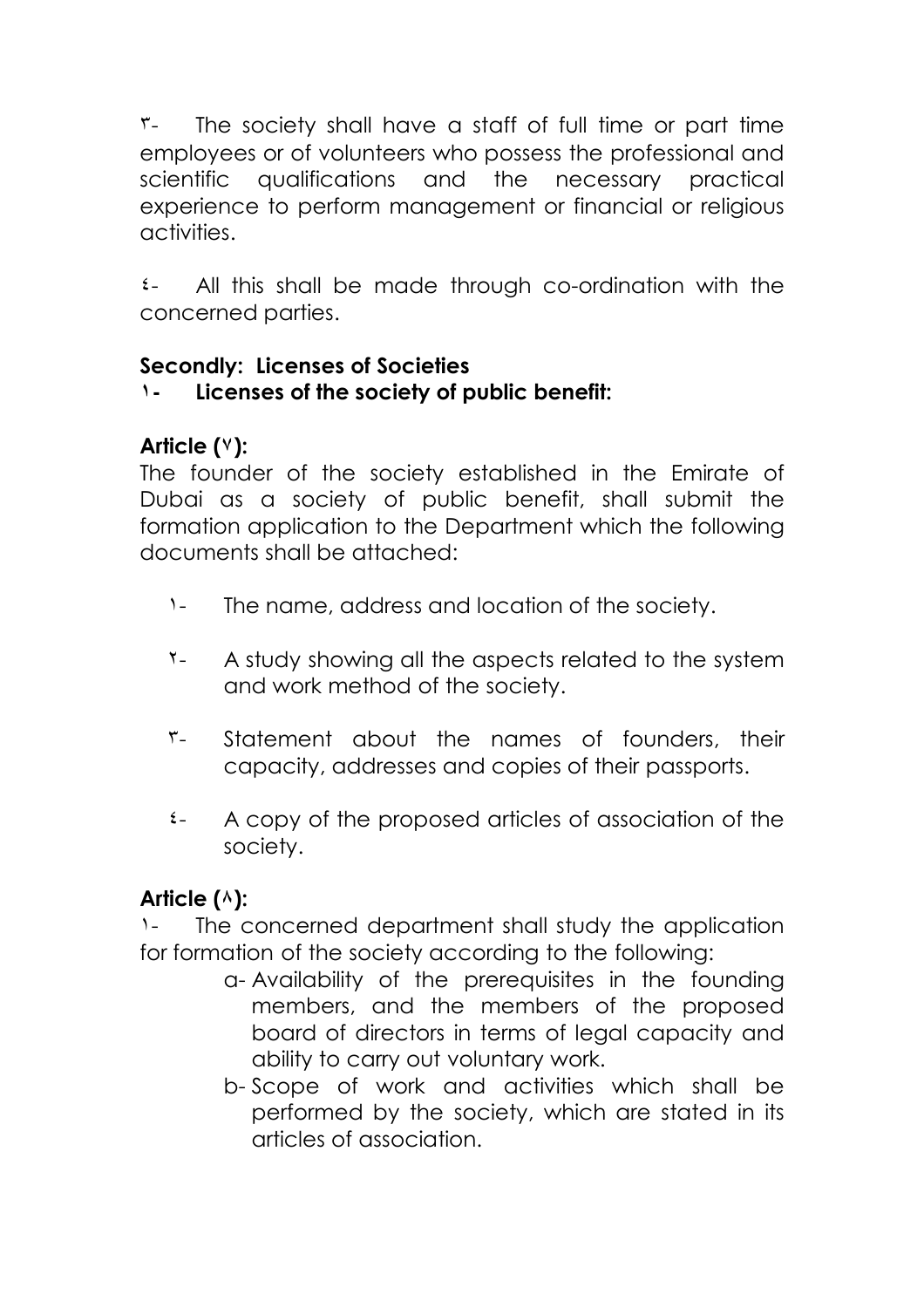٣- The society shall have a staff of full time or part time employees or of volunteers who possess the professional and scientific qualifications and the necessary practical experience to perform management or financial or religious activities.

٤- All this shall be made through co-ordination with the concerned parties.

**Secondly: Licenses of Societies**

**١- Licenses of the society of public benefit:**

**Article (٧):**

The founder of the society established in the Emirate of Dubai as a society of public benefit, shall submit the formation application to the Department which the following documents shall be attached:

١- The name, address and location of the society.

٢- A study showing all the aspects related to the system and work method of the society.

٣- Statement about the names of founders, their capacity, addresses and copies of their passports.

٤- A copy of the proposed articles of association of the society.

**Article (٨):**

١- The concerned department shall study the application for formation of the society according to the following:

a- Availability of the prerequisites in the founding members, and the members of the proposed board of directors in terms of legal capacity and ability to carry out voluntary work.

b- Scope of work and activities which shall be performed by the society, which are stated in its articles of association.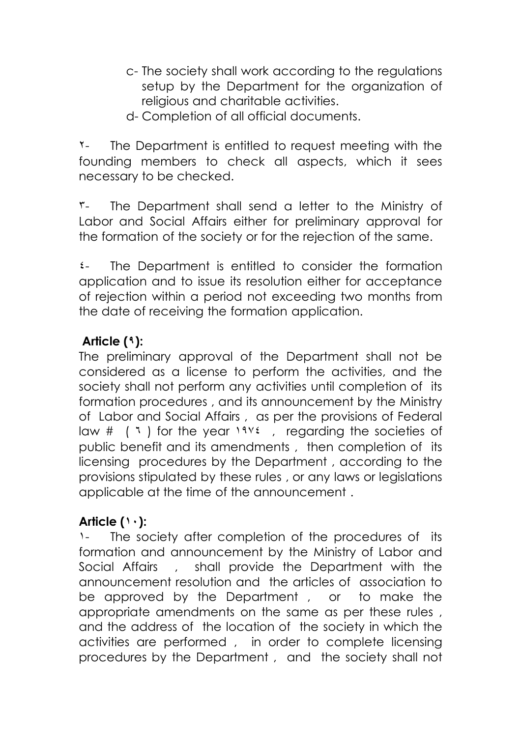c- The society shall work according to the regulations setup by the Department for the organization of religious and charitable activities.

d- Completion of all official documents.

٢- The Department is entitled to request meeting with the founding members to check all aspects, which it sees necessary to be checked.

٣- The Department shall send a letter to the Ministry of Labor and Social Affairs either for preliminary approval for the formation of the society or for the rejection of the same.

٤- The Department is entitled to consider the formation application and to issue its resolution either for acceptance of rejection within a period not exceeding two months from the date of receiving the formation application.

**Article (٩):**

The preliminary approval of the Department shall not be considered as a license to perform the activities, and the society shall not perform any activities until completion of its formation procedures , and its announcement by the Ministry of Labor and Social Affairs , as per the provisions of Federal law # ( ٦ ) for the year ١٩٧٤ , regarding the societies of public benefit and its amendments , then completion of its licensing procedures by the Department , according to the provisions stipulated by these rules , or any laws or legislations applicable at the time of the announcement .

**Article (١٠):**

١- The society after completion of the procedures of its formation and announcement by the Ministry of Labor and Social Affairs , shall provide the Department with the announcement resolution and the articles of association to be approved by the Department , or to make the appropriate amendments on the same as per these rules , and the address of the location of the society in which the activities are performed , in order to complete licensing procedures by the Department , and the society shall not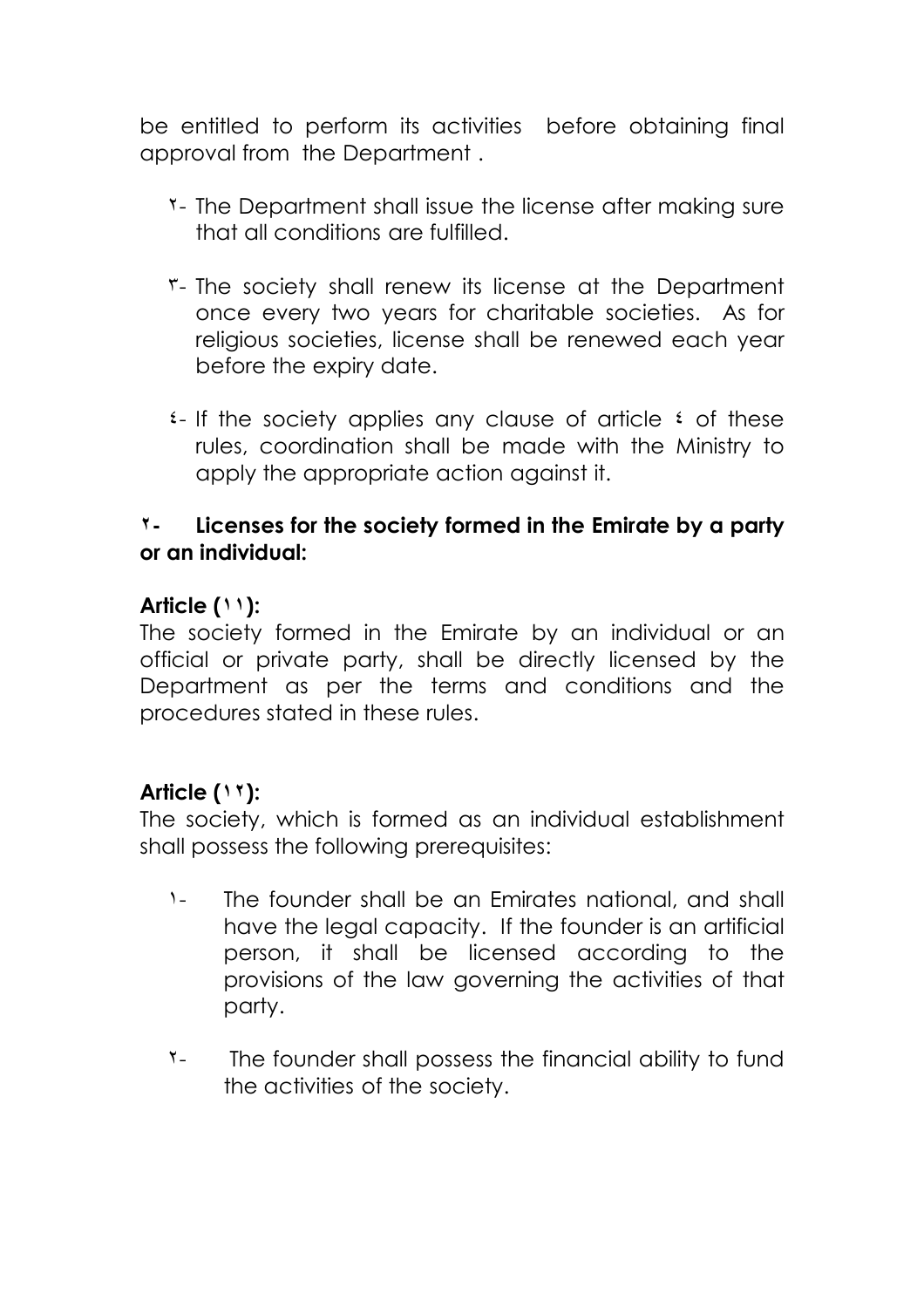be entitled to perform its activities before obtaining final approval from the Department .

٢- The Department shall issue the license after making sure that all conditions are fulfilled.

٣- The society shall renew its license at the Department once every two years for charitable societies. As for religious societies, license shall be renewed each year before the expiry date.

٤- If the society applies any clause of article ٤ of these rules, coordination shall be made with the Ministry to apply the appropriate action against it.

**٢- Licenses for the society formed in the Emirate by a party or an individual:**

**Article (١١):**

The society formed in the Emirate by an individual or an official or private party, shall be directly licensed by the Department as per the terms and conditions and the procedures stated in these rules.

**Article (١٢):**

The society, which is formed as an individual establishment shall possess the following prerequisites:

١- The founder shall be an Emirates national, and shall have the legal capacity. If the founder is an artificial person, it shall be licensed according to the provisions of the law governing the activities of that party.

٢- The founder shall possess the financial ability to fund the activities of the society.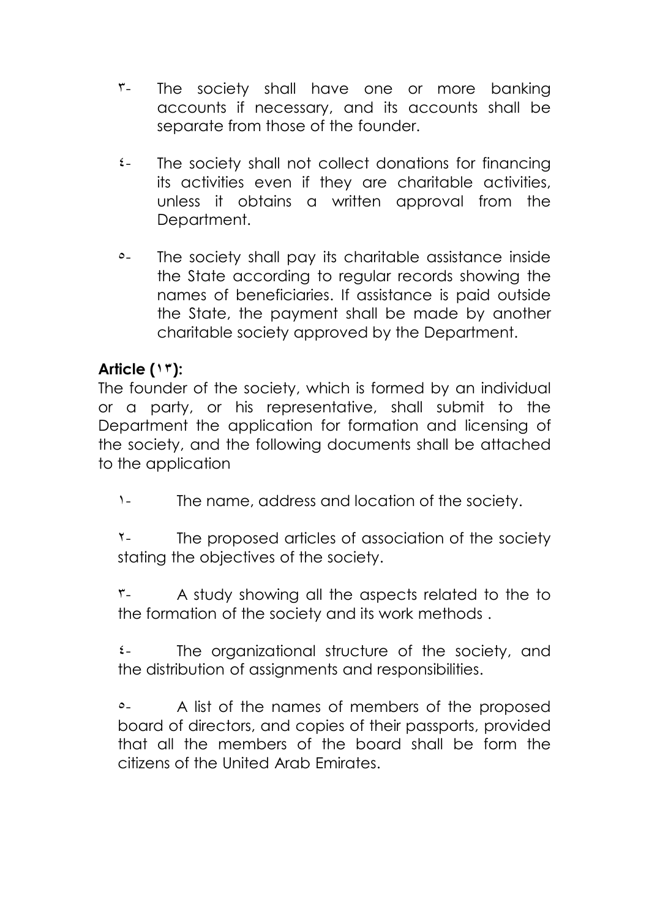٣- The society shall have one or more banking accounts if necessary, and its accounts shall be separate from those of the founder.

٤- The society shall not collect donations for financing its activities even if they are charitable activities, unless it obtains a written approval from the Department.

٥- The society shall pay its charitable assistance inside the State according to regular records showing the names of beneficiaries. If assistance is paid outside the State, the payment shall be made by another charitable society approved by the Department.

**Article (١٣):**

The founder of the society, which is formed by an individual or a party, or his representative, shall submit to the Department the application for formation and licensing of the society, and the following documents shall be attached to the application

١- The name, address and location of the society.

٢- The proposed articles of association of the society stating the objectives of the society.

٣- A study showing all the aspects related to the to the formation of the society and its work methods .

٤- The organizational structure of the society, and the distribution of assignments and responsibilities.

٥- A list of the names of members of the proposed board of directors, and copies of their passports, provided that all the members of the board shall be form the citizens of the United Arab Emirates.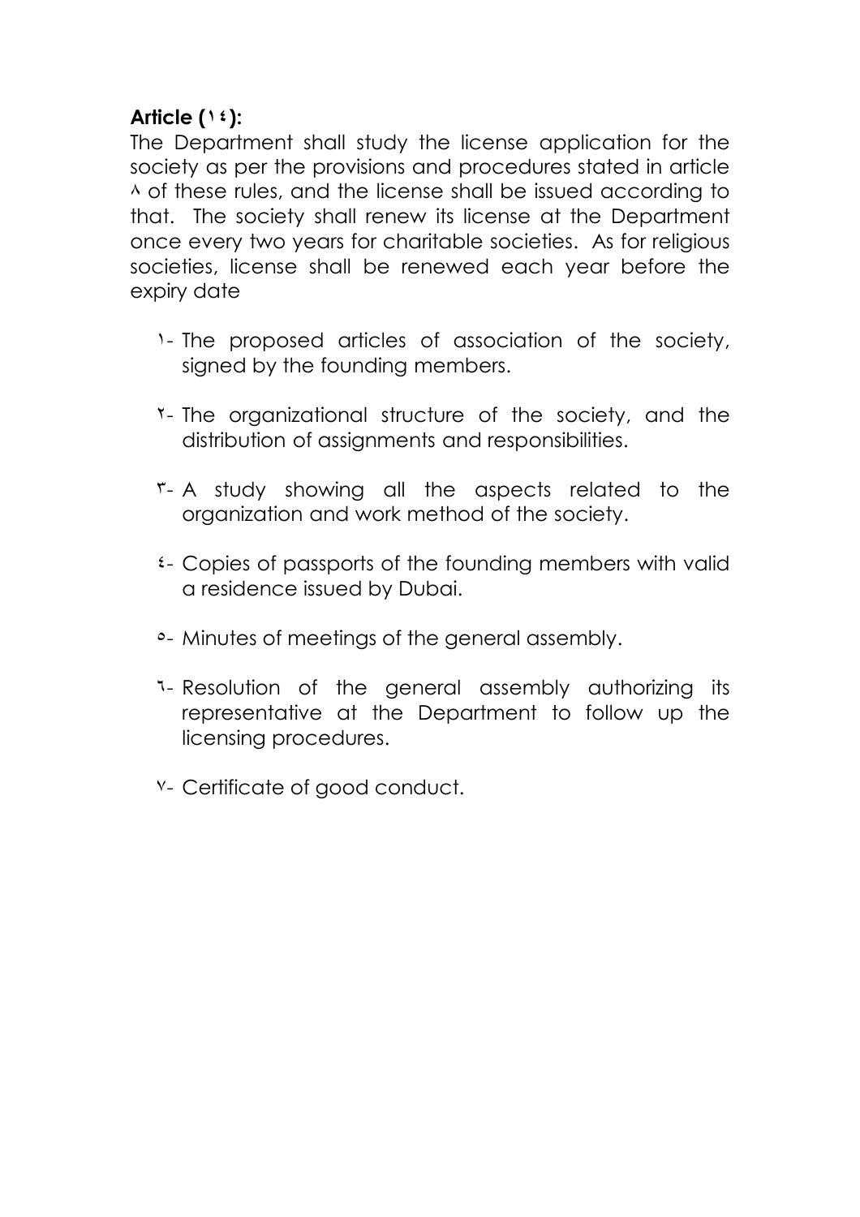**Article (١٤):**

The Department shall study the license application for the society as per the provisions and procedures stated in article ٨ of these rules, and the license shall be issued according to that. The society shall renew its license at the Department once every two years for charitable societies. As for religious societies, license shall be renewed each year before the expiry date

١- The proposed articles of association of the society, signed by the founding members.

٢- The organizational structure of the society, and the distribution of assignments and responsibilities.

٣- A study showing all the aspects related to the organization and work method of the society.

٤- Copies of passports of the founding members with valid a residence issued by Dubai.

٥- Minutes of meetings of the general assembly.

٦- Resolution of the general assembly authorizing its representative at the Department to follow up the licensing procedures.

٧- Certificate of good conduct.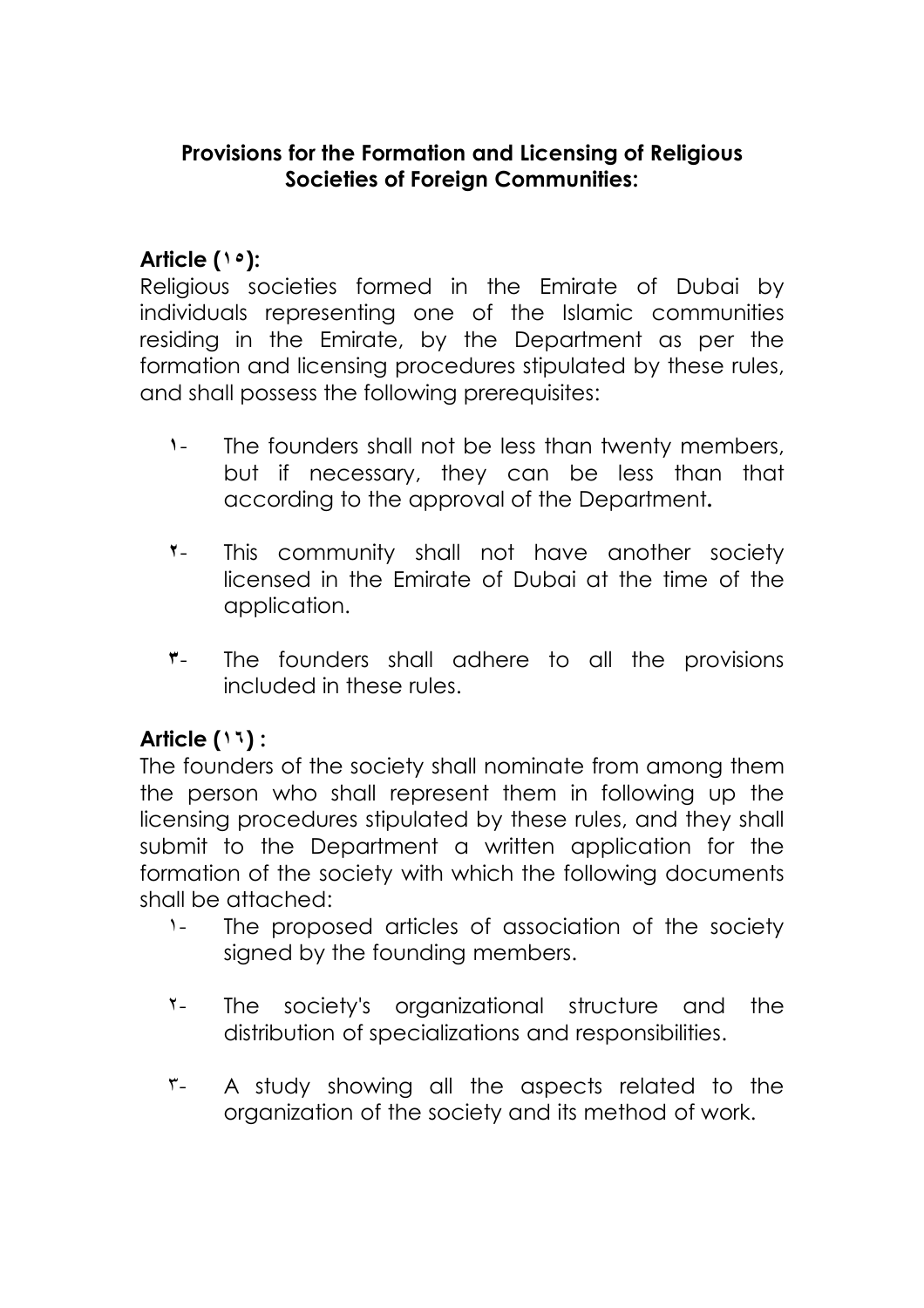**Provisions for the Formation and Licensing of Religious Societies of Foreign Communities:**

**Article (١٥):**

Religious societies formed in the Emirate of Dubai by individuals representing one of the Islamic communities residing in the Emirate, by the Department as per the formation and licensing procedures stipulated by these rules, and shall possess the following prerequisites:

١- The founders shall not be less than twenty members, but if necessary, they can be less than that according to the approval of the Department**.**

٢- This community shall not have another society licensed in the Emirate of Dubai at the time of the application.

٣- The founders shall adhere to all the provisions included in these rules.

**Article (١٦) :**

The founders of the society shall nominate from among them the person who shall represent them in following up the licensing procedures stipulated by these rules, and they shall submit to the Department a written application for the formation of the society with which the following documents shall be attached:

١- The proposed articles of association of the society signed by the founding members.

٢- The society's organizational structure and the distribution of specializations and responsibilities.

٣- A study showing all the aspects related to the organization of the society and its method of work.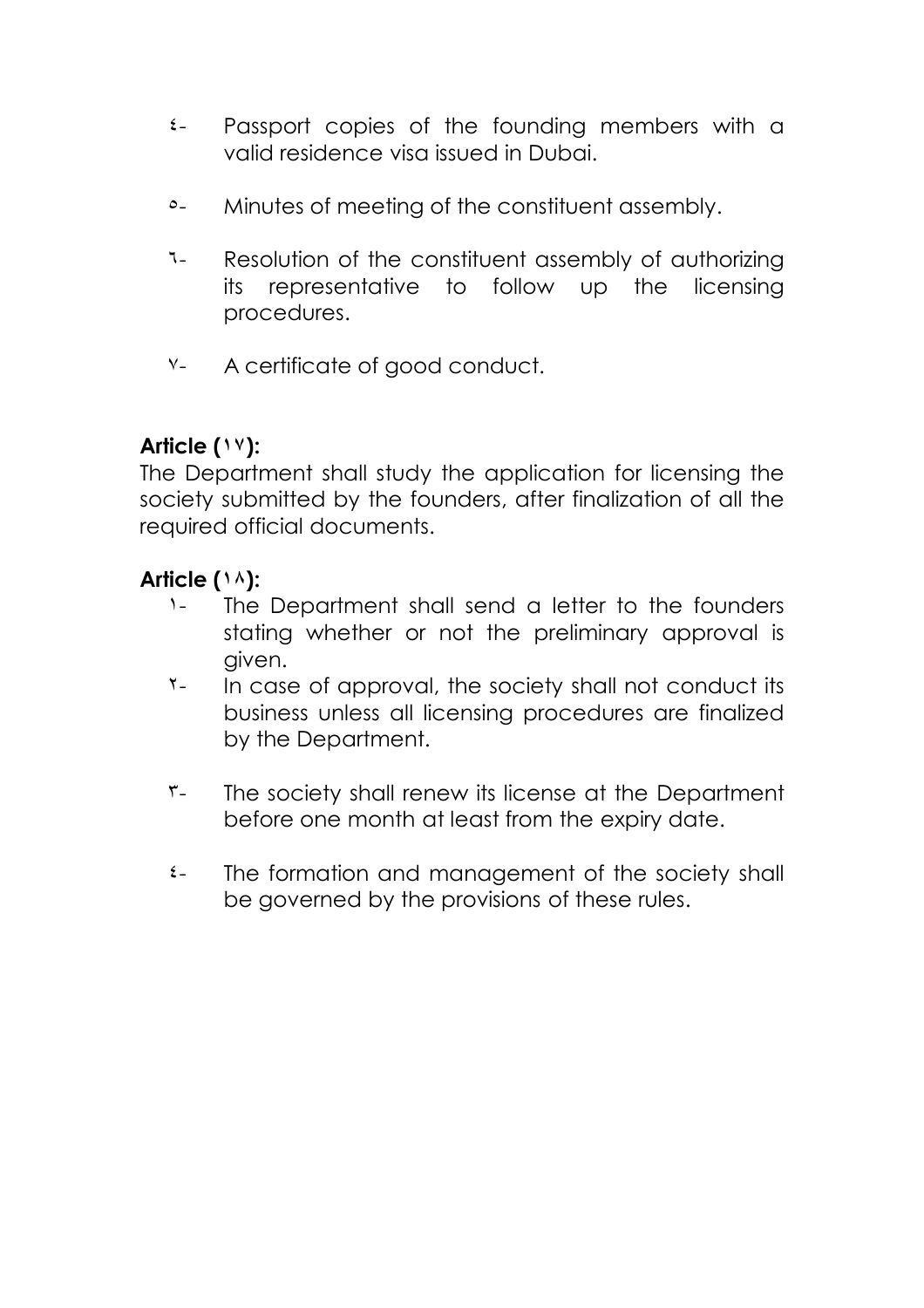٤- Passport copies of the founding members with a valid residence visa issued in Dubai.

٥- Minutes of meeting of the constituent assembly.

٦- Resolution of the constituent assembly of authorizing its representative to follow up the licensing procedures.

٧- A certificate of good conduct.

**Article (١٧):**

The Department shall study the application for licensing the society submitted by the founders, after finalization of all the required official documents.

**Article (١٨):**

١- The Department shall send a letter to the founders stating whether or not the preliminary approval is given.

٢- In case of approval, the society shall not conduct its business unless all licensing procedures are finalized by the Department.

٣- The society shall renew its license at the Department before one month at least from the expiry date.

٤- The formation and management of the society shall be governed by the provisions of these rules.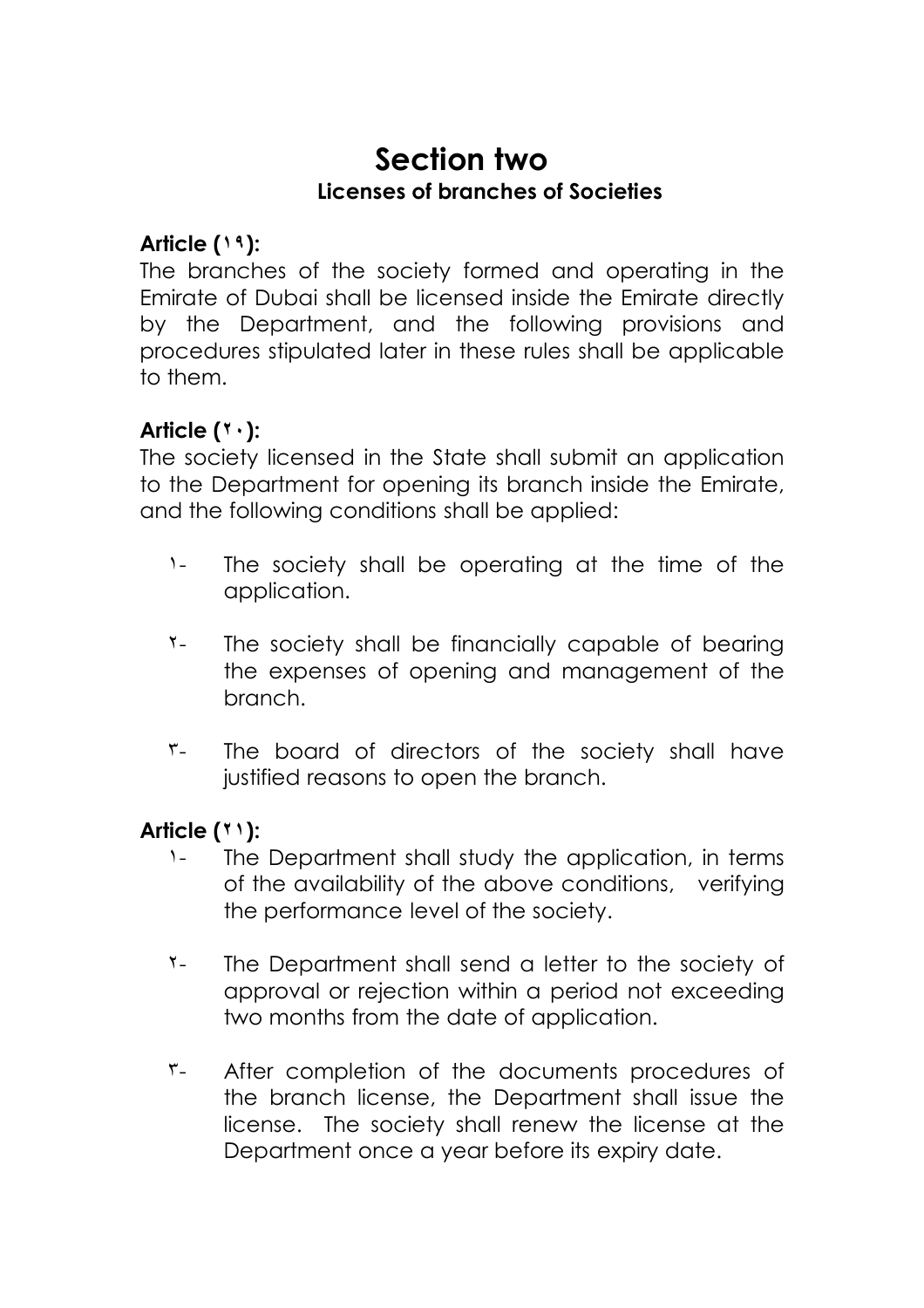# Section two

## Licenses of branches of Societies

**Article (١٩):**

The branches of the society formed and operating in the Emirate of Dubai shall be licensed inside the Emirate directly by the Department, and the following provisions and procedures stipulated later in these rules shall be applicable to them.

**Article (٢٠):**

The society licensed in the State shall submit an application to the Department for opening its branch inside the Emirate, and the following conditions shall be applied:

١- The society shall be operating at the time of the application.

٢- The society shall be financially capable of bearing the expenses of opening and management of the branch.

٣- The board of directors of the society shall have justified reasons to open the branch.

**Article (٢١):**

١- The Department shall study the application, in terms of the availability of the above conditions, verifying the performance level of the society.

٢- The Department shall send a letter to the society of approval or rejection within a period not exceeding two months from the date of application.

٣- After completion of the documents procedures of the branch license, the Department shall issue the license. The society shall renew the license at the Department once a year before its expiry date.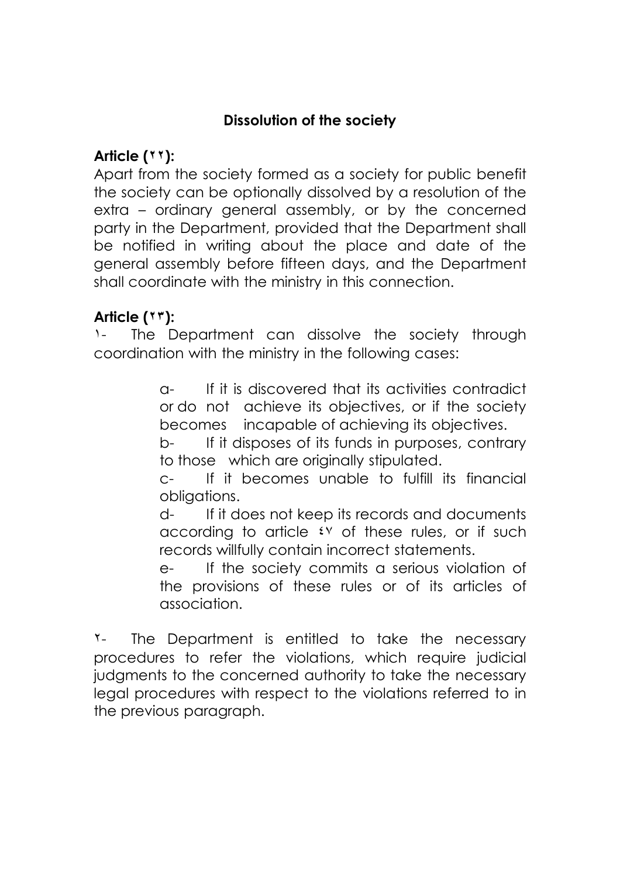## Dissolution of the society

**Article (٢٢):**

Apart from the society formed as a society for public benefit the society can be optionally dissolved by a resolution of the extra – ordinary general assembly, or by the concerned party in the Department, provided that the Department shall be notified in writing about the place and date of the general assembly before fifteen days, and the Department shall coordinate with the ministry in this connection.

**Article (٢٣):**

١- The Department can dissolve the society through coordination with the ministry in the following cases:

a- If it is discovered that its activities contradict or do not achieve its objectives, or if the society becomes incapable of achieving its objectives.

b- If it disposes of its funds in purposes, contrary to those which are originally stipulated.

c- If it becomes unable to fulfill its financial obligations.

d- If it does not keep its records and documents according to article ٤٧ of these rules, or if such records willfully contain incorrect statements.

e- If the society commits a serious violation of the provisions of these rules or of its articles of association.

٢- The Department is entitled to take the necessary procedures to refer the violations, which require judicial judgments to the concerned authority to take the necessary legal procedures with respect to the violations referred to in the previous paragraph.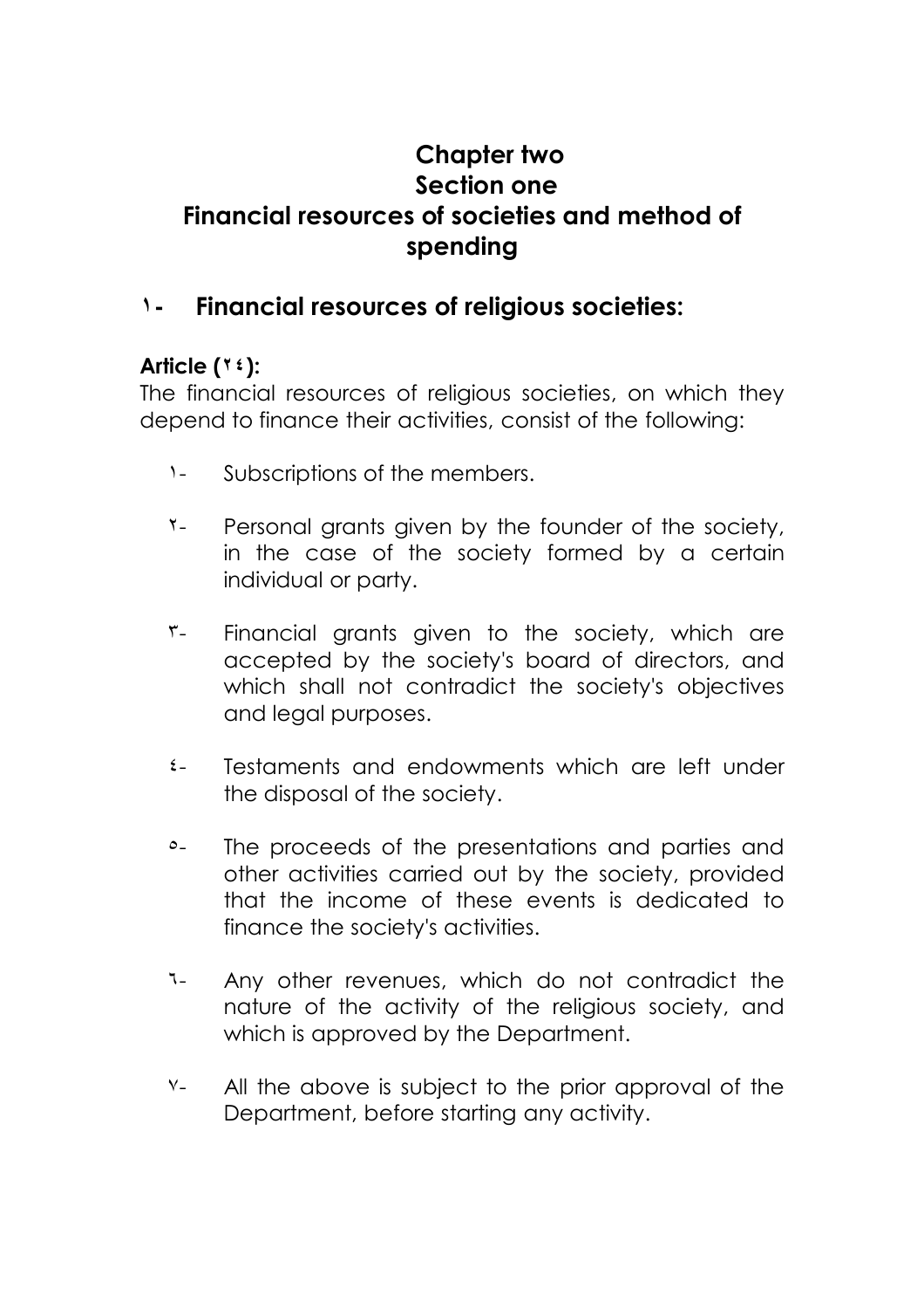# Chapter two
## Section one
## Financial resources of societies and method of spending

### ١- Financial resources of religious societies:

**Article (٢٤):**
The financial resources of religious societies, on which they depend to finance their activities, consist of the following:

١- Subscriptions of the members.

٢- Personal grants given by the founder of the society, in the case of the society formed by a certain individual or party.

٣- Financial grants given to the society, which are accepted by the society's board of directors, and which shall not contradict the society's objectives and legal purposes.

٤- Testaments and endowments which are left under the disposal of the society.

٥- The proceeds of the presentations and parties and other activities carried out by the society, provided that the income of these events is dedicated to finance the society's activities.

٦- Any other revenues, which do not contradict the nature of the activity of the religious society, and which is approved by the Department.

٧- All the above is subject to the prior approval of the Department, before starting any activity.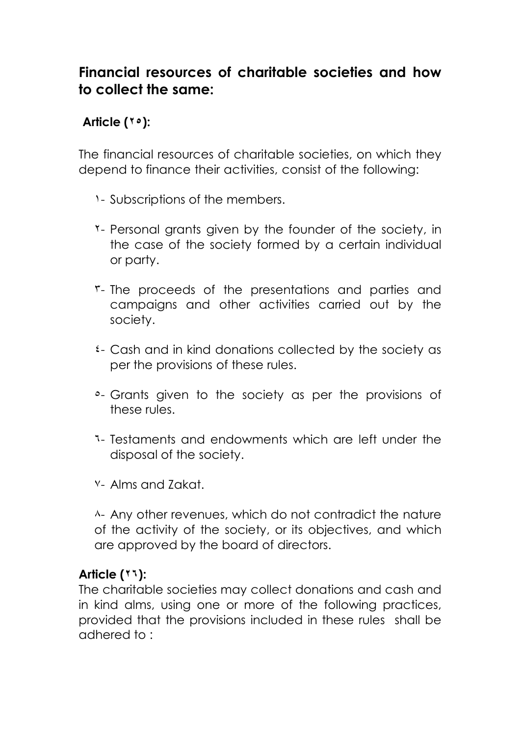## Financial resources of charitable societies and how to collect the same:

**Article (٢٥):**

The financial resources of charitable societies, on which they depend to finance their activities, consist of the following:

١- Subscriptions of the members.

٢- Personal grants given by the founder of the society, in the case of the society formed by a certain individual or party.

٣- The proceeds of the presentations and parties and campaigns and other activities carried out by the society.

٤- Cash and in kind donations collected by the society as per the provisions of these rules.

٥- Grants given to the society as per the provisions of these rules.

٦- Testaments and endowments which are left under the disposal of the society.

٧- Alms and Zakat.

٨- Any other revenues, which do not contradict the nature of the activity of the society, or its objectives, and which are approved by the board of directors.

**Article (٢٦):**

The charitable societies may collect donations and cash and in kind alms, using one or more of the following practices, provided that the provisions included in these rules shall be adhered to :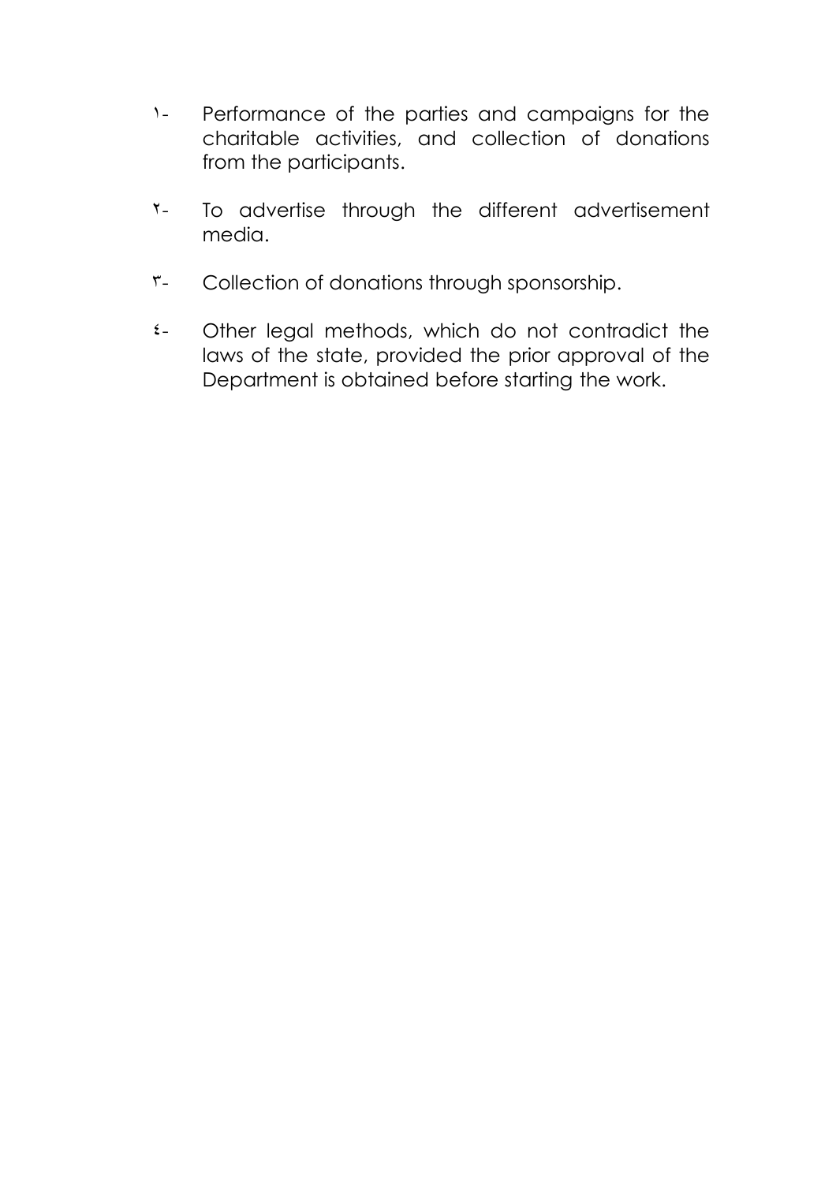١- Performance of the parties and campaigns for the charitable activities, and collection of donations from the participants.

٢- To advertise through the different advertisement media.

٣- Collection of donations through sponsorship.

٤- Other legal methods, which do not contradict the laws of the state, provided the prior approval of the Department is obtained before starting the work.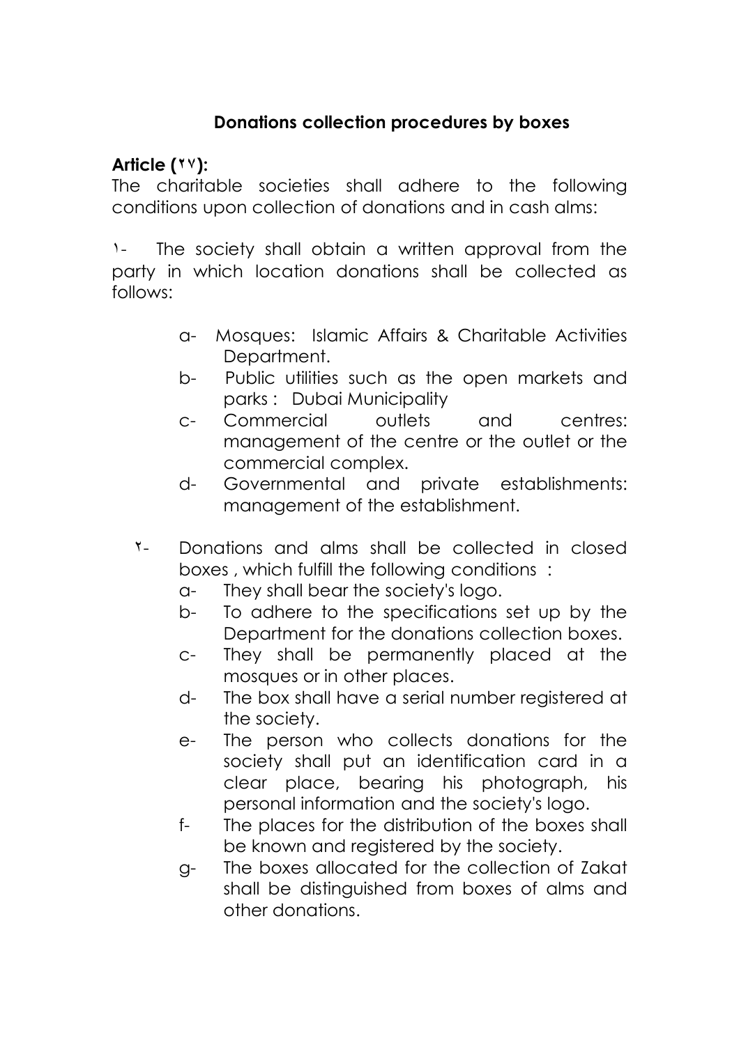## Donations collection procedures by boxes

**Article (٢٧):**

The charitable societies shall adhere to the following conditions upon collection of donations and in cash alms:

١- The society shall obtain a written approval from the party in which location donations shall be collected as follows:

- a- Mosques: Islamic Affairs & Charitable Activities Department.
- b- Public utilities such as the open markets and parks : Dubai Municipality
- c- Commercial outlets and centres: management of the centre or the outlet or the commercial complex.
- d- Governmental and private establishments: management of the establishment.

٢- Donations and alms shall be collected in closed boxes , which fulfill the following conditions :

- a- They shall bear the society's logo.
- b- To adhere to the specifications set up by the Department for the donations collection boxes.
- c- They shall be permanently placed at the mosques or in other places.
- d- The box shall have a serial number registered at the society.
- e- The person who collects donations for the society shall put an identification card in a clear place, bearing his photograph, his personal information and the society's logo.
- f- The places for the distribution of the boxes shall be known and registered by the society.
- g- The boxes allocated for the collection of Zakat shall be distinguished from boxes of alms and other donations.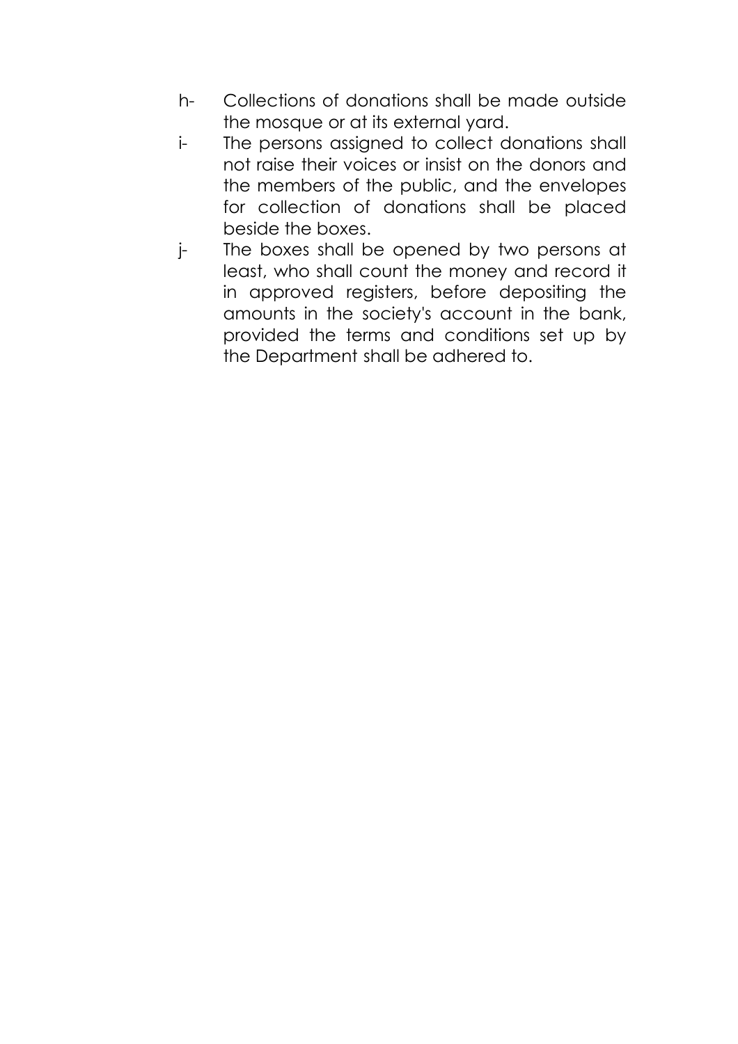h- Collections of donations shall be made outside the mosque or at its external yard.

i- The persons assigned to collect donations shall not raise their voices or insist on the donors and the members of the public, and the envelopes for collection of donations shall be placed beside the boxes.

j- The boxes shall be opened by two persons at least, who shall count the money and record it in approved registers, before depositing the amounts in the society's account in the bank, provided the terms and conditions set up by the Department shall be adhered to.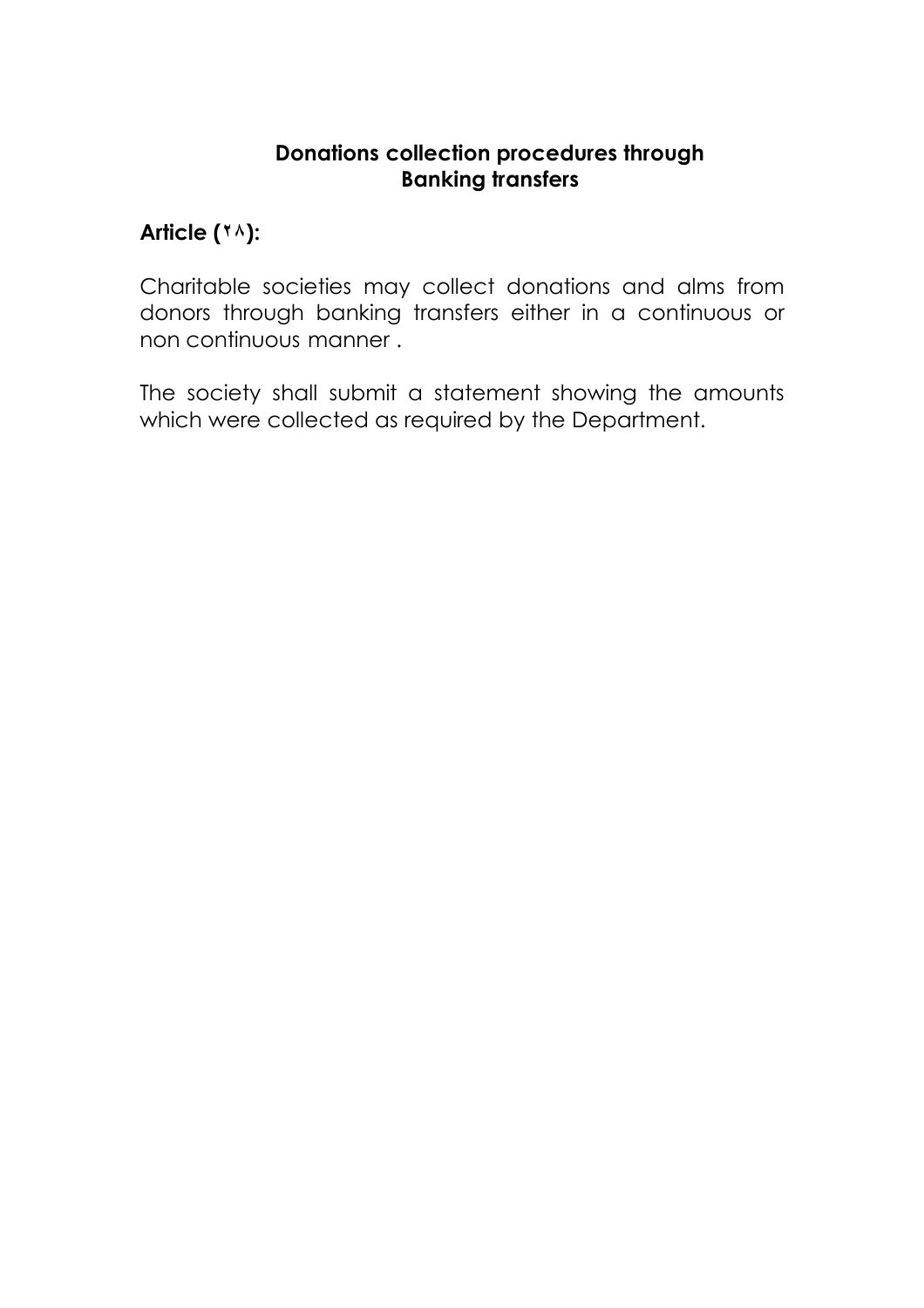**Donations collection procedures through Banking transfers**

**Article (٢٨):**

Charitable societies may collect donations and alms from donors through banking transfers either in a continuous or non continuous manner .

The society shall submit a statement showing the amounts which were collected as required by the Department.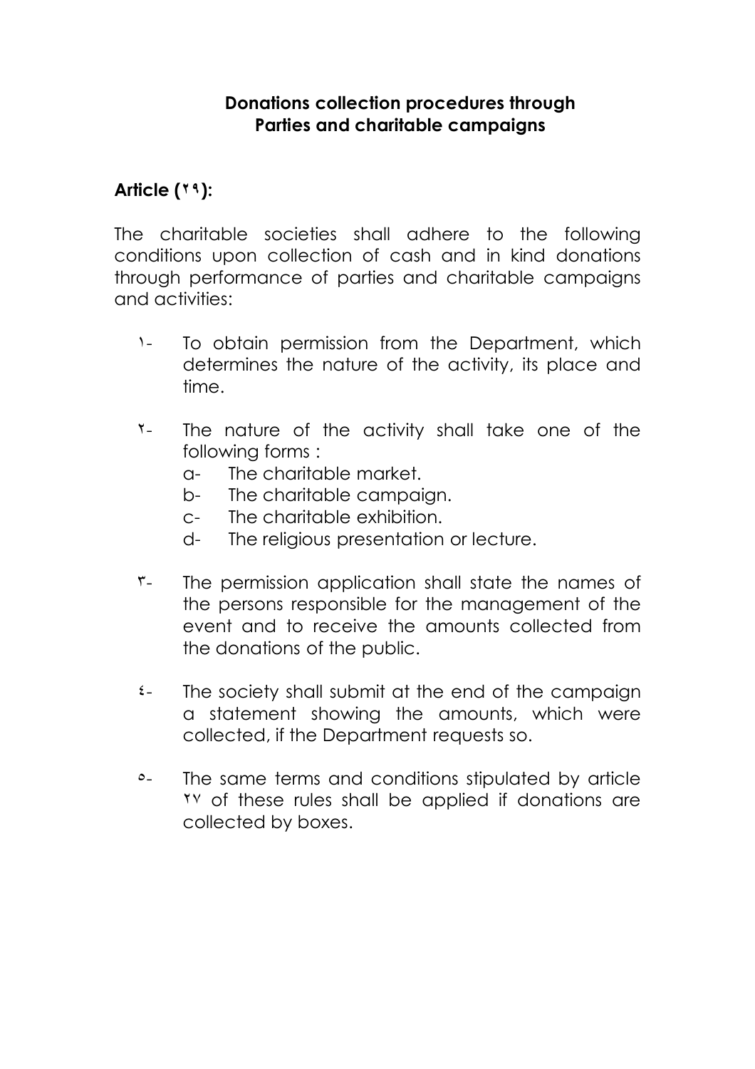## Donations collection procedures through Parties and charitable campaigns

### Article (٢٩):

The charitable societies shall adhere to the following conditions upon collection of cash and in kind donations through performance of parties and charitable campaigns and activities:

١- To obtain permission from the Department, which determines the nature of the activity, its place and time.

٢- The nature of the activity shall take one of the following forms :

   a- The charitable market.

   b- The charitable campaign.

   c- The charitable exhibition.

   d- The religious presentation or lecture.

٣- The permission application shall state the names of the persons responsible for the management of the event and to receive the amounts collected from the donations of the public.

٤- The society shall submit at the end of the campaign a statement showing the amounts, which were collected, if the Department requests so.

٥- The same terms and conditions stipulated by article ٢٧ of these rules shall be applied if donations are collected by boxes.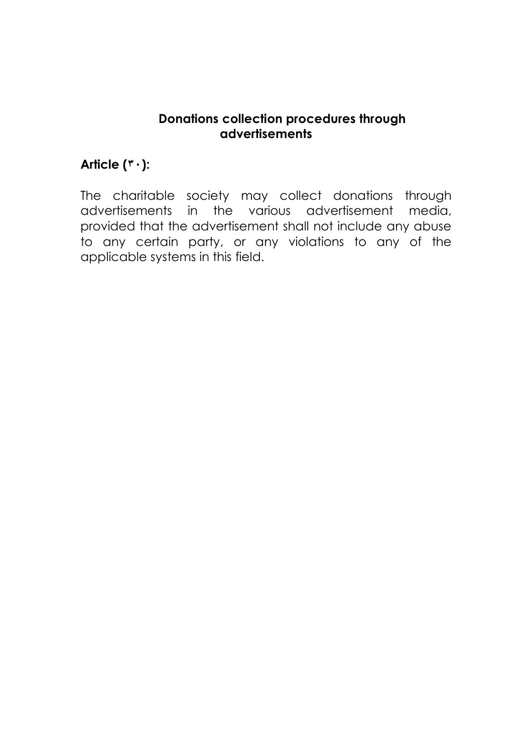## Donations collection procedures through advertisements

**Article (٣٠):**

The charitable society may collect donations through advertisements in the various advertisement media, provided that the advertisement shall not include any abuse to any certain party, or any violations to any of the applicable systems in this field.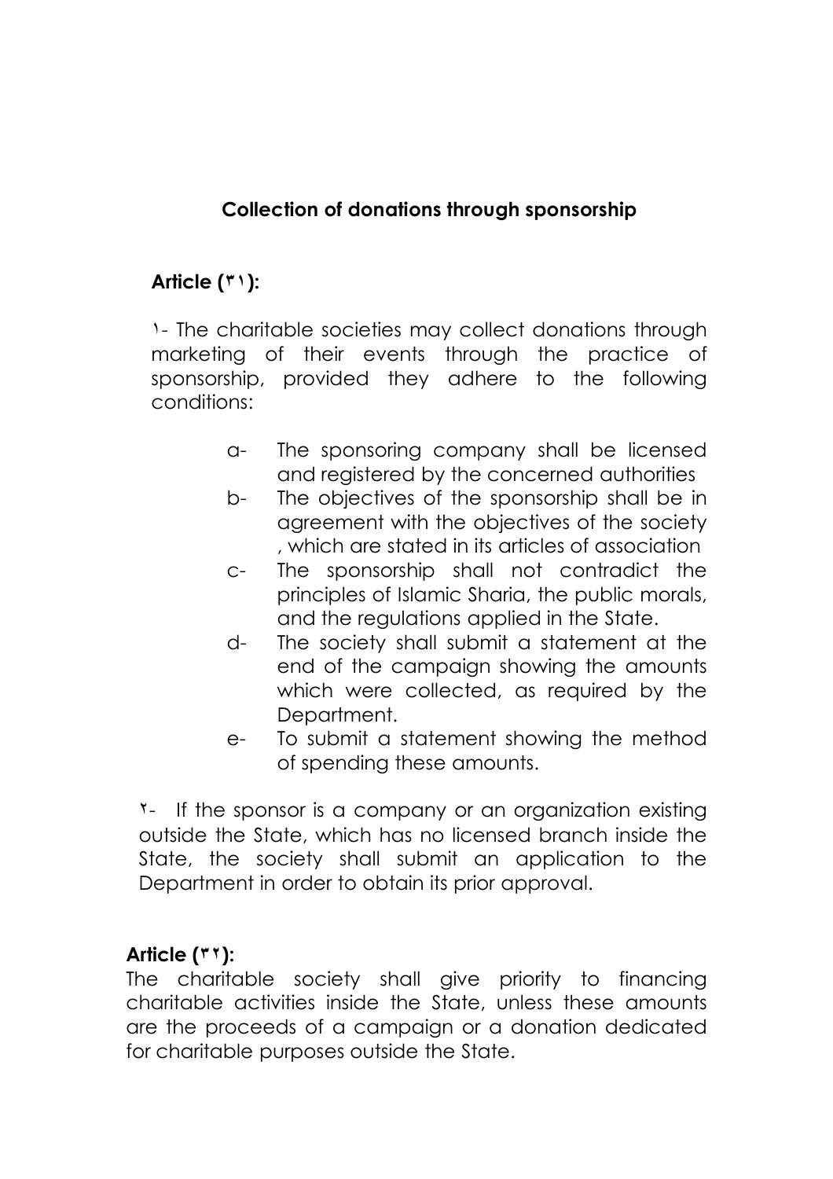## Collection of donations through sponsorship

**Article (٣١):**

١- The charitable societies may collect donations through marketing of their events through the practice of sponsorship, provided they adhere to the following conditions:

- a- The sponsoring company shall be licensed and registered by the concerned authorities
- b- The objectives of the sponsorship shall be in agreement with the objectives of the society , which are stated in its articles of association
- c- The sponsorship shall not contradict the principles of Islamic Sharia, the public morals, and the regulations applied in the State.
- d- The society shall submit a statement at the end of the campaign showing the amounts which were collected, as required by the Department.
- e- To submit a statement showing the method of spending these amounts.

٢- If the sponsor is a company or an organization existing outside the State, which has no licensed branch inside the State, the society shall submit an application to the Department in order to obtain its prior approval.

**Article (٣٢):**

The charitable society shall give priority to financing charitable activities inside the State, unless these amounts are the proceeds of a campaign or a donation dedicated for charitable purposes outside the State.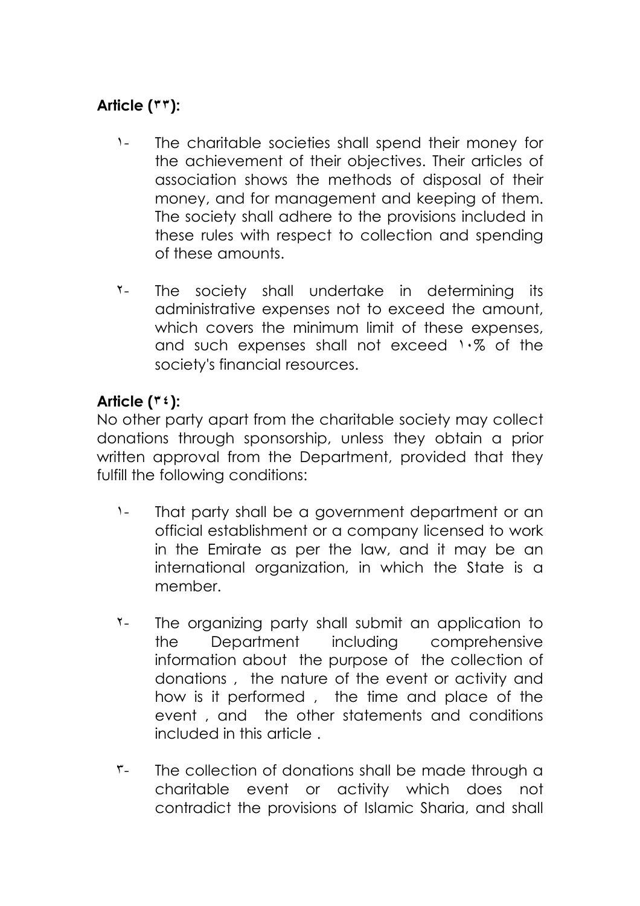**Article (٣٣):**

١- The charitable societies shall spend their money for the achievement of their objectives. Their articles of association shows the methods of disposal of their money, and for management and keeping of them. The society shall adhere to the provisions included in these rules with respect to collection and spending of these amounts.

٢- The society shall undertake in determining its administrative expenses not to exceed the amount, which covers the minimum limit of these expenses, and such expenses shall not exceed ١٠% of the society's financial resources.

**Article (٣٤):**

No other party apart from the charitable society may collect donations through sponsorship, unless they obtain a prior written approval from the Department, provided that they fulfill the following conditions:

١- That party shall be a government department or an official establishment or a company licensed to work in the Emirate as per the law, and it may be an international organization, in which the State is a member.

٢- The organizing party shall submit an application to the Department including comprehensive information about the purpose of the collection of donations , the nature of the event or activity and how is it performed , the time and place of the event , and the other statements and conditions included in this article .

٣- The collection of donations shall be made through a charitable event or activity which does not contradict the provisions of Islamic Sharia, and shall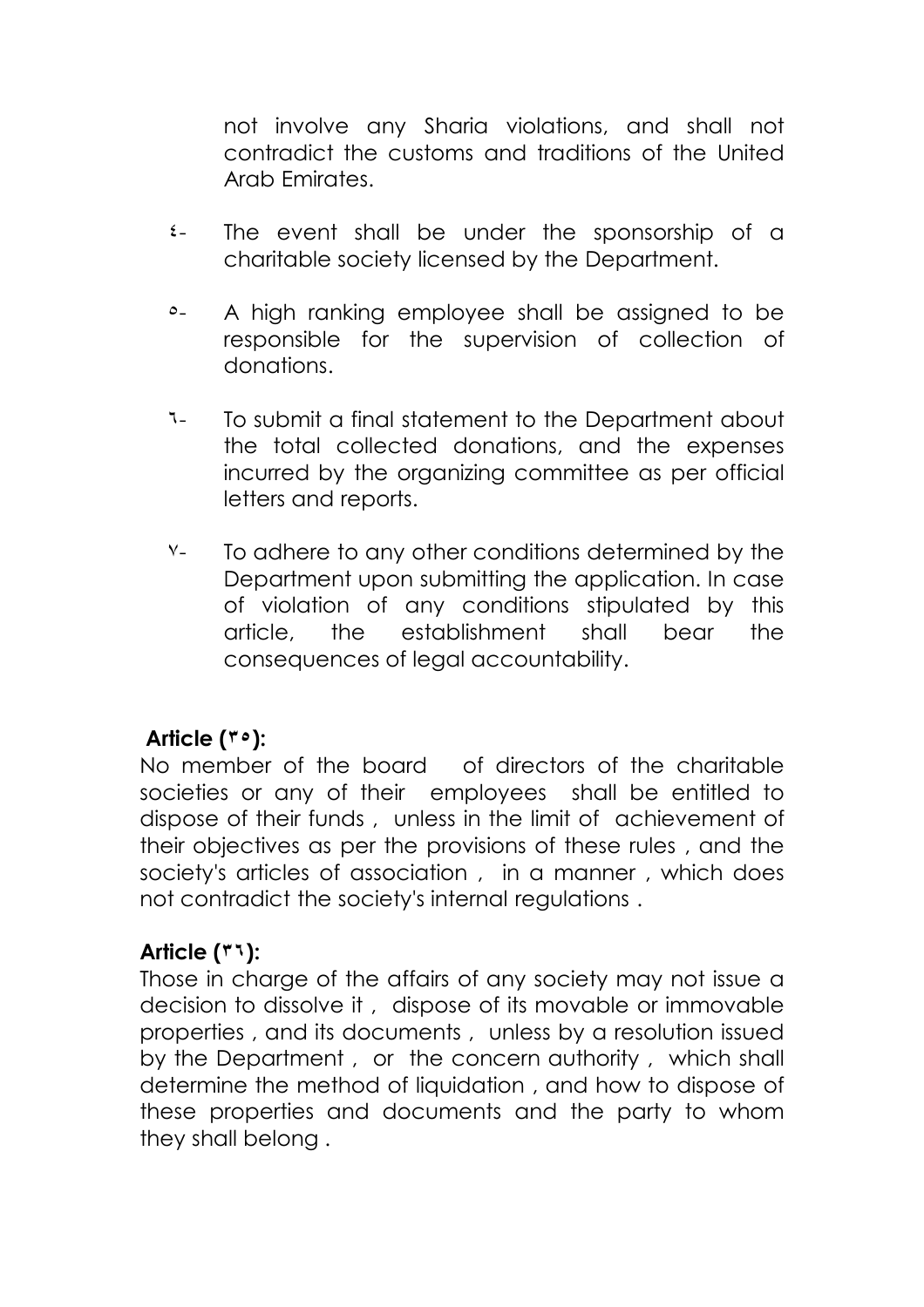not involve any Sharia violations, and shall not contradict the customs and traditions of the United Arab Emirates.

٤- The event shall be under the sponsorship of a charitable society licensed by the Department.

٥- A high ranking employee shall be assigned to be responsible for the supervision of collection of donations.

٦- To submit a final statement to the Department about the total collected donations, and the expenses incurred by the organizing committee as per official letters and reports.

٧- To adhere to any other conditions determined by the Department upon submitting the application. In case of violation of any conditions stipulated by this article, the establishment shall bear the consequences of legal accountability.

**Article (٣٥):**

No member of the board of directors of the charitable societies or any of their employees shall be entitled to dispose of their funds , unless in the limit of achievement of their objectives as per the provisions of these rules , and the society's articles of association , in a manner , which does not contradict the society's internal regulations .

**Article (٣٦):**

Those in charge of the affairs of any society may not issue a decision to dissolve it , dispose of its movable or immovable properties , and its documents , unless by a resolution issued by the Department , or the concern authority , which shall determine the method of liquidation , and how to dispose of these properties and documents and the party to whom they shall belong .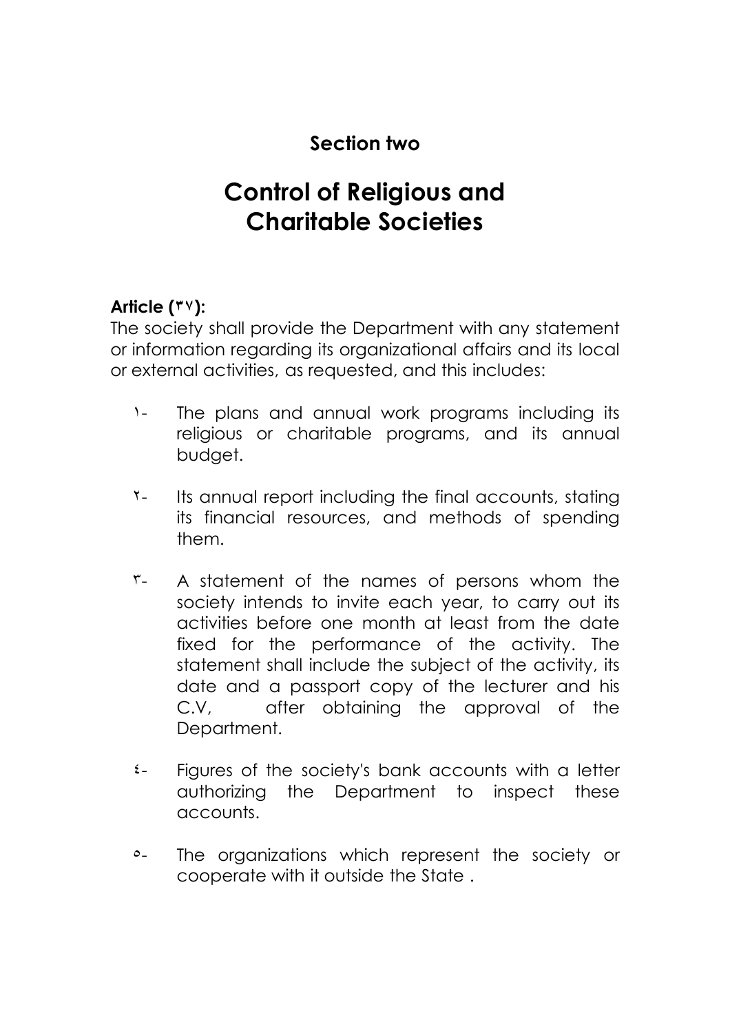## Section two

# Control of Religious and Charitable Societies

**Article (٣٧):**

The society shall provide the Department with any statement or information regarding its organizational affairs and its local or external activities, as requested, and this includes:

١- The plans and annual work programs including its religious or charitable programs, and its annual budget.

٢- Its annual report including the final accounts, stating its financial resources, and methods of spending them.

٣- A statement of the names of persons whom the society intends to invite each year, to carry out its activities before one month at least from the date fixed for the performance of the activity. The statement shall include the subject of the activity, its date and a passport copy of the lecturer and his C.V, after obtaining the approval of the Department.

٤- Figures of the society's bank accounts with a letter authorizing the Department to inspect these accounts.

٥- The organizations which represent the society or cooperate with it outside the State .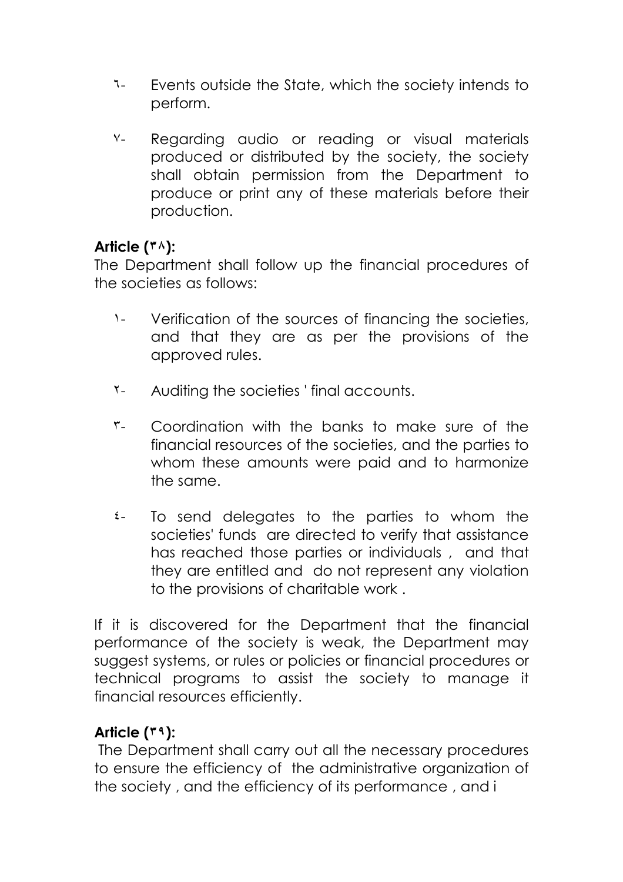٦- Events outside the State, which the society intends to perform.

٧- Regarding audio or reading or visual materials produced or distributed by the society, the society shall obtain permission from the Department to produce or print any of these materials before their production.

**Article (٣٨):**

The Department shall follow up the financial procedures of the societies as follows:

١- Verification of the sources of financing the societies, and that they are as per the provisions of the approved rules.

٢- Auditing the societies ' final accounts.

٣- Coordination with the banks to make sure of the financial resources of the societies, and the parties to whom these amounts were paid and to harmonize the same.

٤- To send delegates to the parties to whom the societies' funds are directed to verify that assistance has reached those parties or individuals , and that they are entitled and do not represent any violation to the provisions of charitable work .

If it is discovered for the Department that the financial performance of the society is weak, the Department may suggest systems, or rules or policies or financial procedures or technical programs to assist the society to manage it financial resources efficiently.

**Article (٣٩):**

The Department shall carry out all the necessary procedures to ensure the efficiency of the administrative organization of the society , and the efficiency of its performance , and i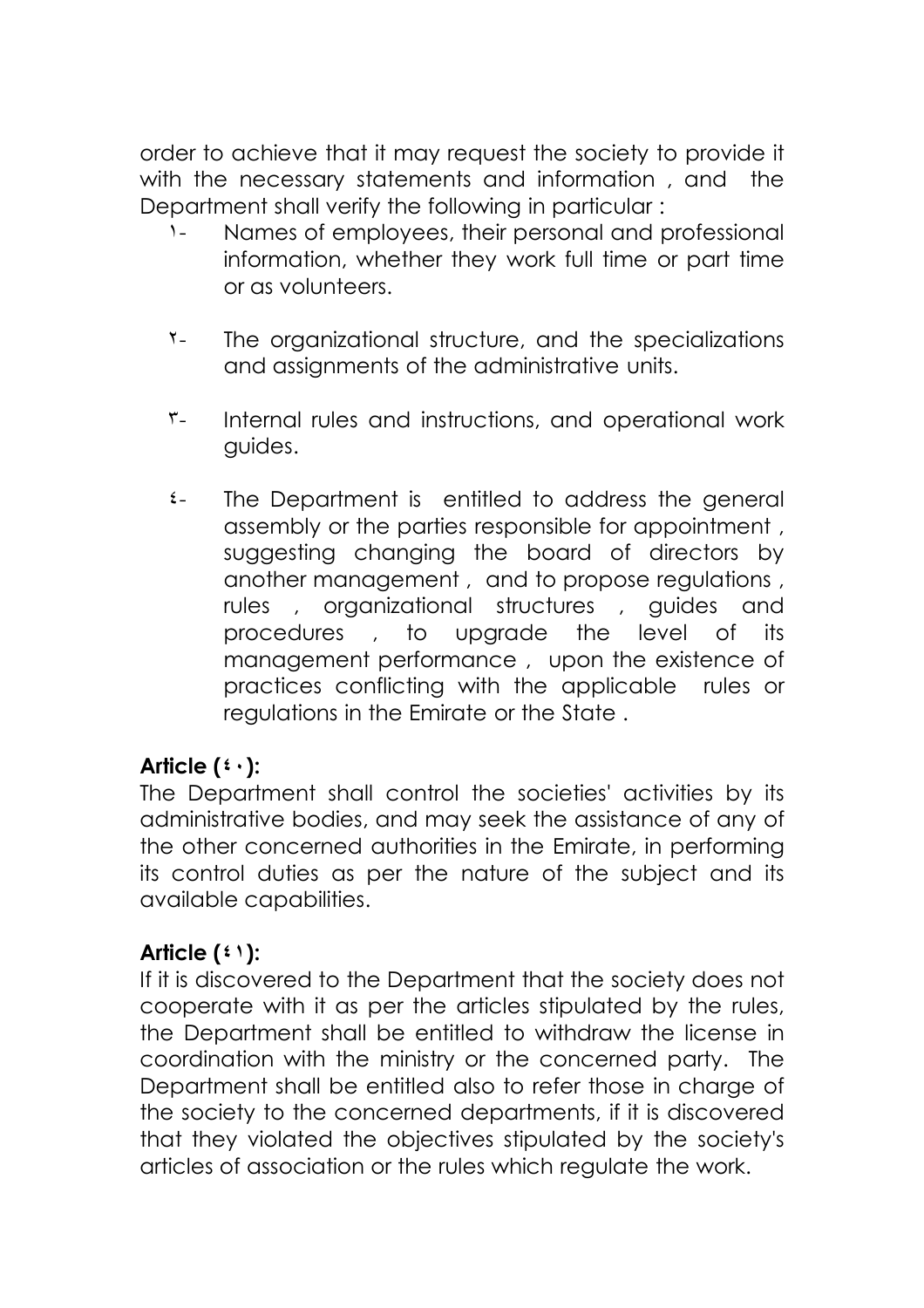order to achieve that it may request the society to provide it with the necessary statements and information , and the Department shall verify the following in particular :

١- Names of employees, their personal and professional information, whether they work full time or part time or as volunteers.

٢- The organizational structure, and the specializations and assignments of the administrative units.

٣- Internal rules and instructions, and operational work guides.

٤- The Department is entitled to address the general assembly or the parties responsible for appointment , suggesting changing the board of directors by another management , and to propose regulations , rules , organizational structures , guides and procedures , to upgrade the level of its management performance , upon the existence of practices conflicting with the applicable rules or regulations in the Emirate or the State .

**Article (٤٠):**

The Department shall control the societies' activities by its administrative bodies, and may seek the assistance of any of the other concerned authorities in the Emirate, in performing its control duties as per the nature of the subject and its available capabilities.

**Article (٤١):**

If it is discovered to the Department that the society does not cooperate with it as per the articles stipulated by the rules, the Department shall be entitled to withdraw the license in coordination with the ministry or the concerned party. The Department shall be entitled also to refer those in charge of the society to the concerned departments, if it is discovered that they violated the objectives stipulated by the society's articles of association or the rules which regulate the work.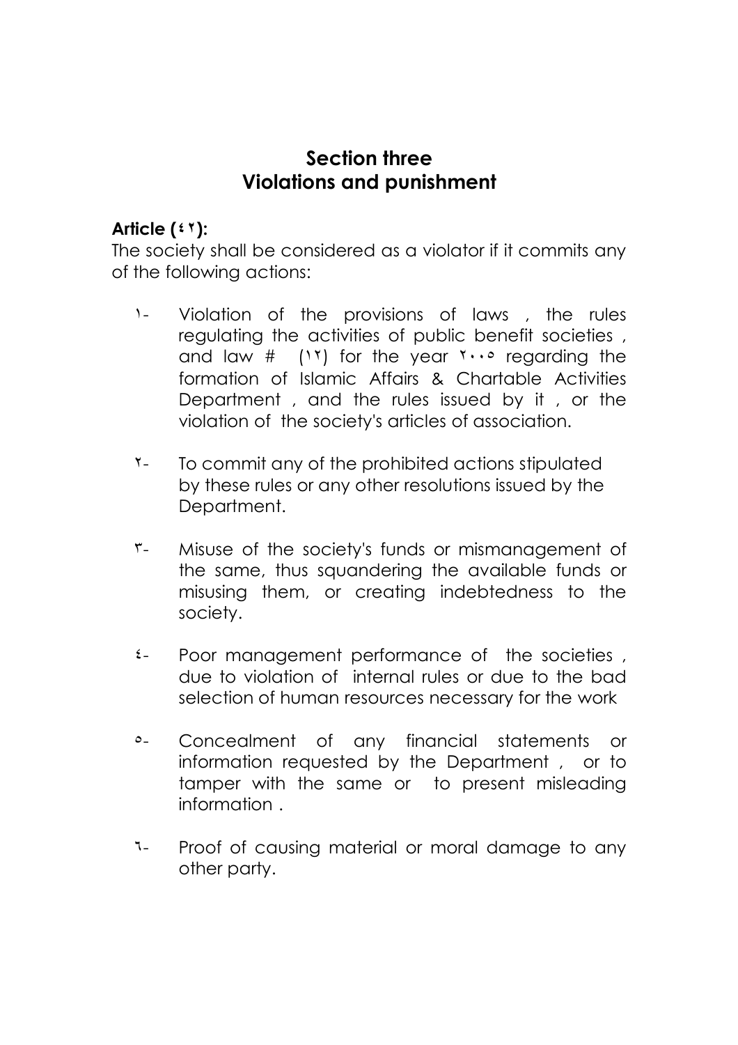## Section three
## Violations and punishment

**Article (٤٢):**

The society shall be considered as a violator if it commits any of the following actions:

١- Violation of the provisions of laws , the rules regulating the activities of public benefit societies , and law # (١٢) for the year ٢٠٠٥ regarding the formation of Islamic Affairs & Chartable Activities Department , and the rules issued by it , or the violation of the society's articles of association.

٢- To commit any of the prohibited actions stipulated by these rules or any other resolutions issued by the Department.

٣- Misuse of the society's funds or mismanagement of the same, thus squandering the available funds or misusing them, or creating indebtedness to the society.

٤- Poor management performance of the societies , due to violation of internal rules or due to the bad selection of human resources necessary for the work

٥- Concealment of any financial statements or information requested by the Department , or to tamper with the same or to present misleading information .

٦- Proof of causing material or moral damage to any other party.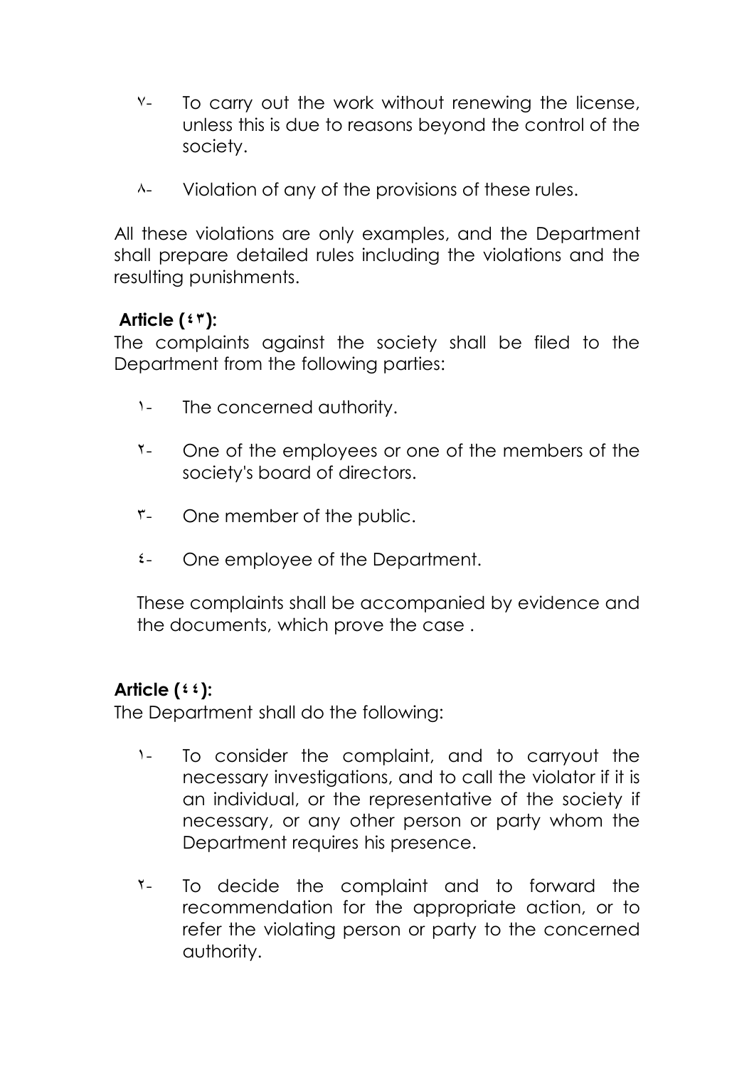٧- To carry out the work without renewing the license, unless this is due to reasons beyond the control of the society.

٨- Violation of any of the provisions of these rules.

All these violations are only examples, and the Department shall prepare detailed rules including the violations and the resulting punishments.

**Article (٤٣):**

The complaints against the society shall be filed to the Department from the following parties:

١- The concerned authority.

٢- One of the employees or one of the members of the society's board of directors.

٣- One member of the public.

٤- One employee of the Department.

These complaints shall be accompanied by evidence and the documents, which prove the case .

**Article (٤٤):**

The Department shall do the following:

١- To consider the complaint, and to carryout the necessary investigations, and to call the violator if it is an individual, or the representative of the society if necessary, or any other person or party whom the Department requires his presence.

٢- To decide the complaint and to forward the recommendation for the appropriate action, or to refer the violating person or party to the concerned authority.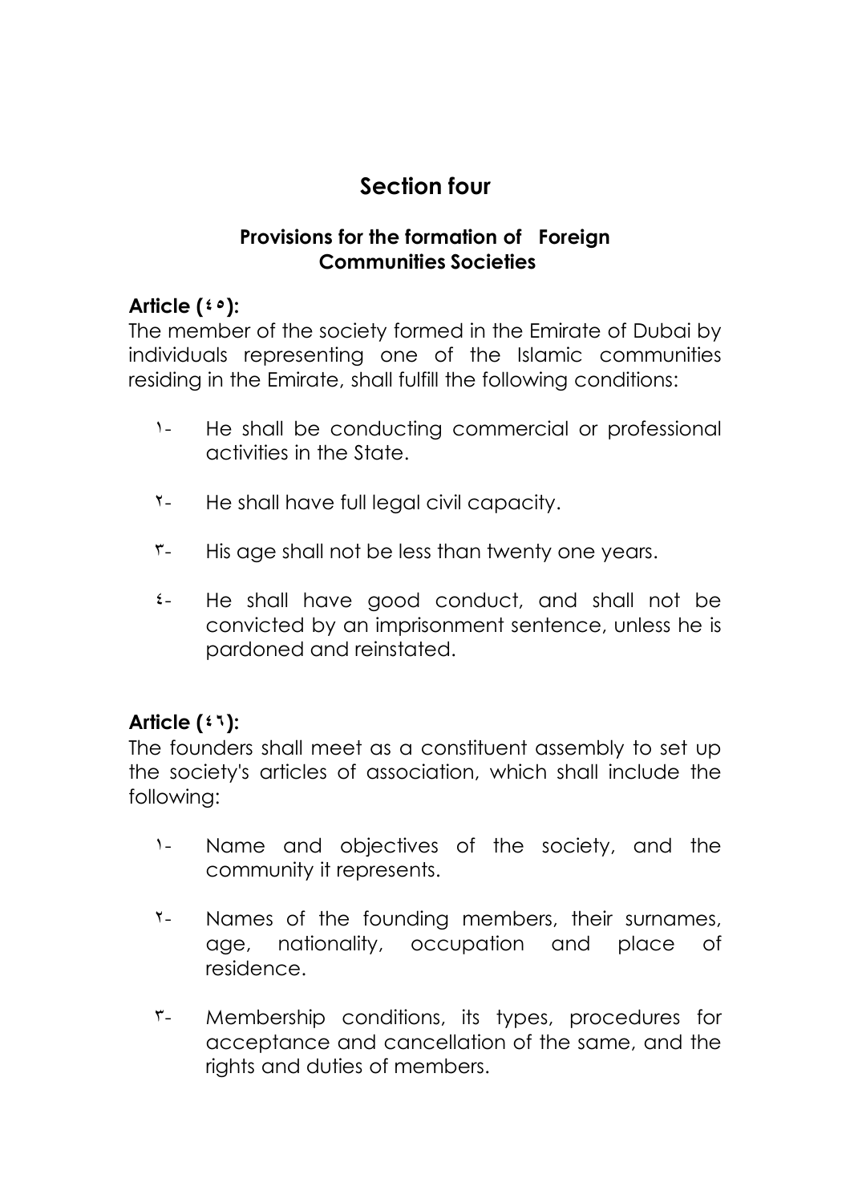# Section four

## Provisions for the formation of Foreign Communities Societies

**Article (٤٥):**

The member of the society formed in the Emirate of Dubai by individuals representing one of the Islamic communities residing in the Emirate, shall fulfill the following conditions:

١- He shall be conducting commercial or professional activities in the State.

٢- He shall have full legal civil capacity.

٣- His age shall not be less than twenty one years.

٤- He shall have good conduct, and shall not be convicted by an imprisonment sentence, unless he is pardoned and reinstated.

**Article (٤٦):**

The founders shall meet as a constituent assembly to set up the society's articles of association, which shall include the following:

١- Name and objectives of the society, and the community it represents.

٢- Names of the founding members, their surnames, age, nationality, occupation and place of residence.

٣- Membership conditions, its types, procedures for acceptance and cancellation of the same, and the rights and duties of members.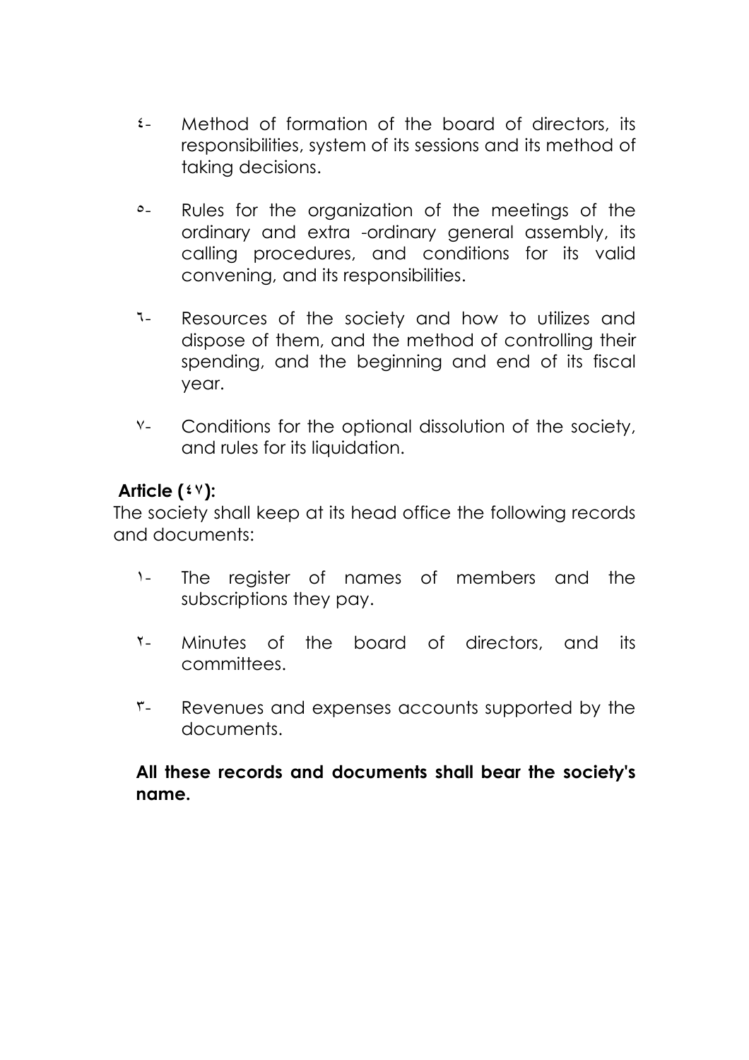٤- Method of formation of the board of directors, its responsibilities, system of its sessions and its method of taking decisions.

٥- Rules for the organization of the meetings of the ordinary and extra -ordinary general assembly, its calling procedures, and conditions for its valid convening, and its responsibilities.

٦- Resources of the society and how to utilizes and dispose of them, and the method of controlling their spending, and the beginning and end of its fiscal year.

٧- Conditions for the optional dissolution of the society, and rules for its liquidation.

**Article (٤٧):**

The society shall keep at its head office the following records and documents:

١- The register of names of members and the subscriptions they pay.

٢- Minutes of the board of directors, and its committees.

٣- Revenues and expenses accounts supported by the documents.

**All these records and documents shall bear the society's name.**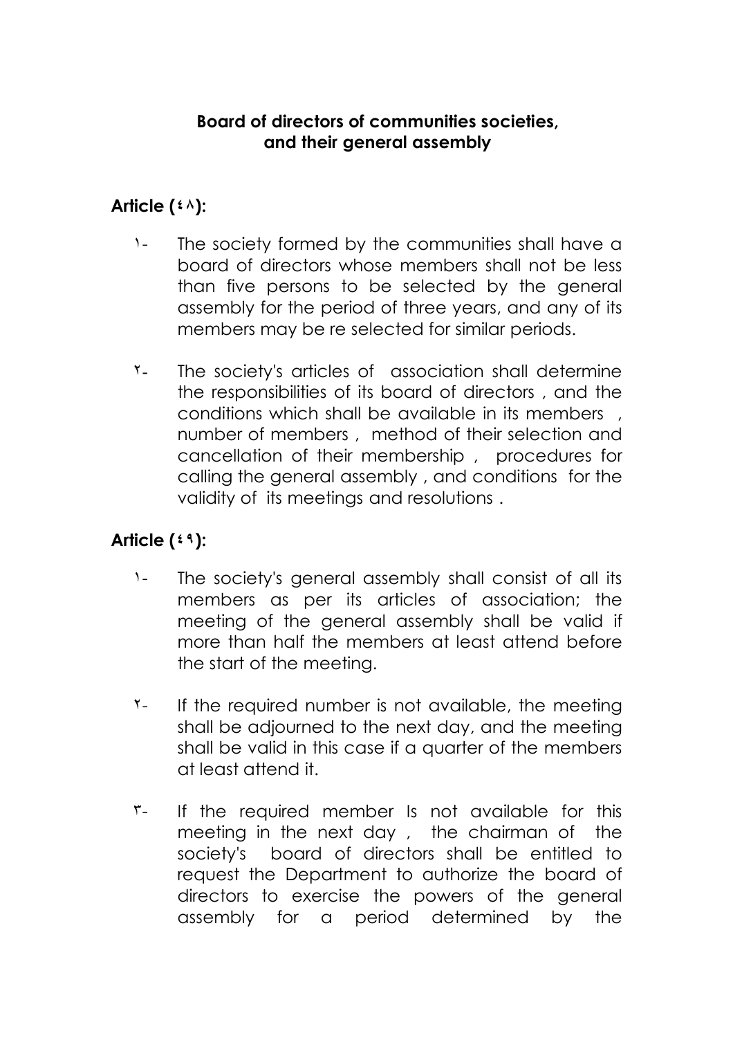**Board of directors of communities societies, and their general assembly**

**Article (٤٨):**

١- The society formed by the communities shall have a board of directors whose members shall not be less than five persons to be selected by the general assembly for the period of three years, and any of its members may be re selected for similar periods.

٢- The society's articles of association shall determine the responsibilities of its board of directors , and the conditions which shall be available in its members , number of members , method of their selection and cancellation of their membership , procedures for calling the general assembly , and conditions for the validity of its meetings and resolutions .

**Article (٤٩):**

١- The society's general assembly shall consist of all its members as per its articles of association; the meeting of the general assembly shall be valid if more than half the members at least attend before the start of the meeting.

٢- If the required number is not available, the meeting shall be adjourned to the next day, and the meeting shall be valid in this case if a quarter of the members at least attend it.

٣- If the required member Is not available for this meeting in the next day , the chairman of the society's board of directors shall be entitled to request the Department to authorize the board of directors to exercise the powers of the general assembly for a period determined by the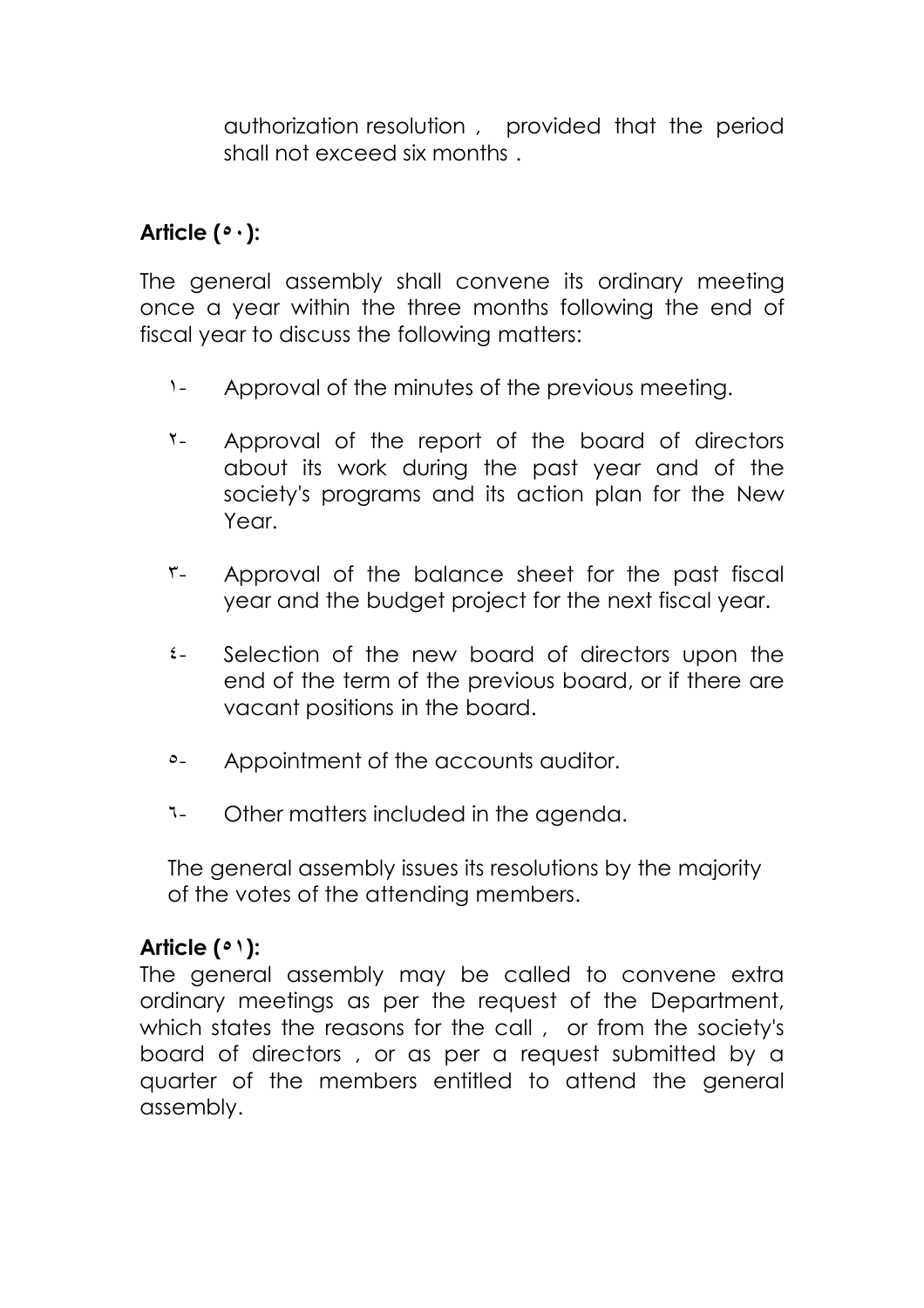authorization resolution , provided that the period shall not exceed six months .

**Article (٥٠):**

The general assembly shall convene its ordinary meeting once a year within the three months following the end of fiscal year to discuss the following matters:

١- Approval of the minutes of the previous meeting.

٢- Approval of the report of the board of directors about its work during the past year and of the society's programs and its action plan for the New Year.

٣- Approval of the balance sheet for the past fiscal year and the budget project for the next fiscal year.

٤- Selection of the new board of directors upon the end of the term of the previous board, or if there are vacant positions in the board.

٥- Appointment of the accounts auditor.

٦- Other matters included in the agenda.

The general assembly issues its resolutions by the majority of the votes of the attending members.

**Article (٥١):**

The general assembly may be called to convene extra ordinary meetings as per the request of the Department, which states the reasons for the call , or from the society's board of directors , or as per a request submitted by a quarter of the members entitled to attend the general assembly.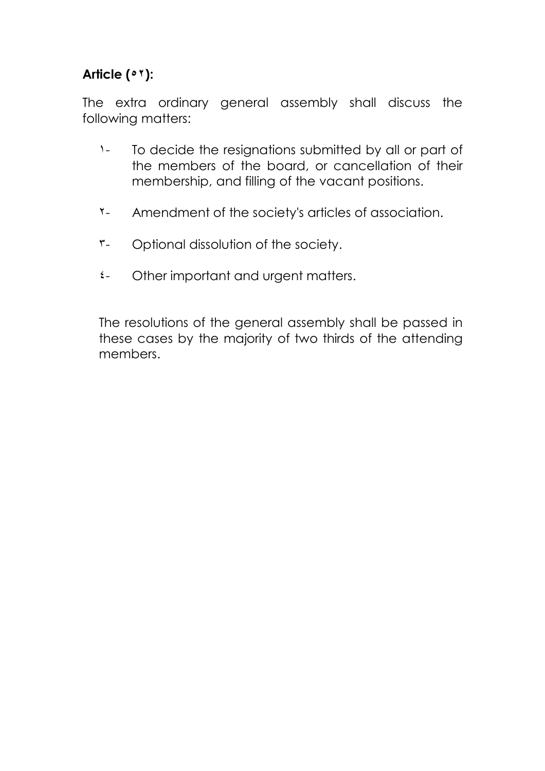**Article (٥٢):**

The extra ordinary general assembly shall discuss the following matters:

١- To decide the resignations submitted by all or part of the members of the board, or cancellation of their membership, and filling of the vacant positions.

٢- Amendment of the society's articles of association.

٣- Optional dissolution of the society.

٤- Other important and urgent matters.

The resolutions of the general assembly shall be passed in these cases by the majority of two thirds of the attending members.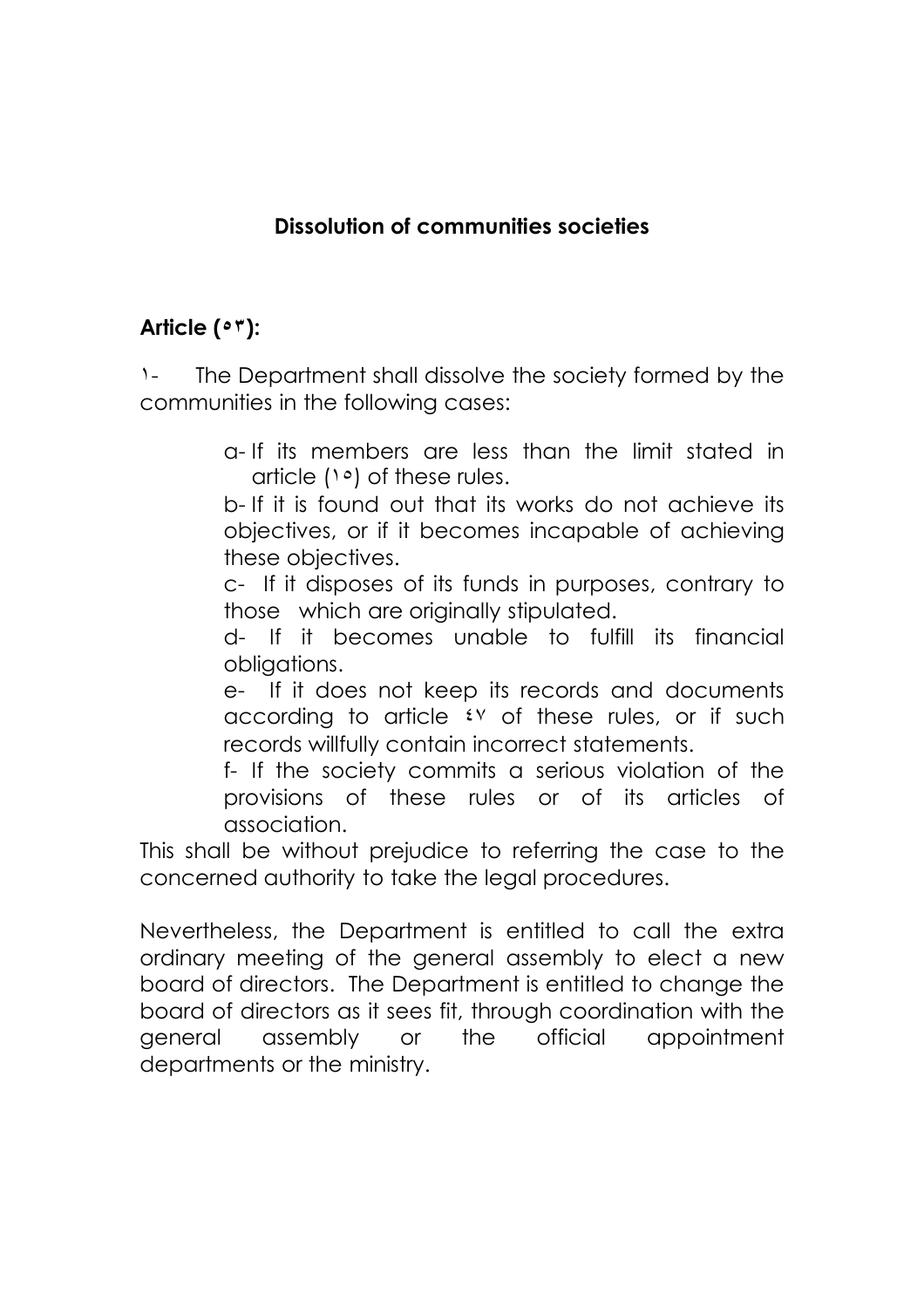## Dissolution of communities societies

**Article (٥٣):**

١- The Department shall dissolve the society formed by the communities in the following cases:

a- If its members are less than the limit stated in article (١٥) of these rules.

b- If it is found out that its works do not achieve its objectives, or if it becomes incapable of achieving these objectives.

c- If it disposes of its funds in purposes, contrary to those which are originally stipulated.

d- If it becomes unable to fulfill its financial obligations.

e- If it does not keep its records and documents according to article ٤٧ of these rules, or if such records willfully contain incorrect statements.

f- If the society commits a serious violation of the provisions of these rules or of its articles of association.

This shall be without prejudice to referring the case to the concerned authority to take the legal procedures.

Nevertheless, the Department is entitled to call the extra ordinary meeting of the general assembly to elect a new board of directors. The Department is entitled to change the board of directors as it sees fit, through coordination with the general assembly or the official appointment departments or the ministry.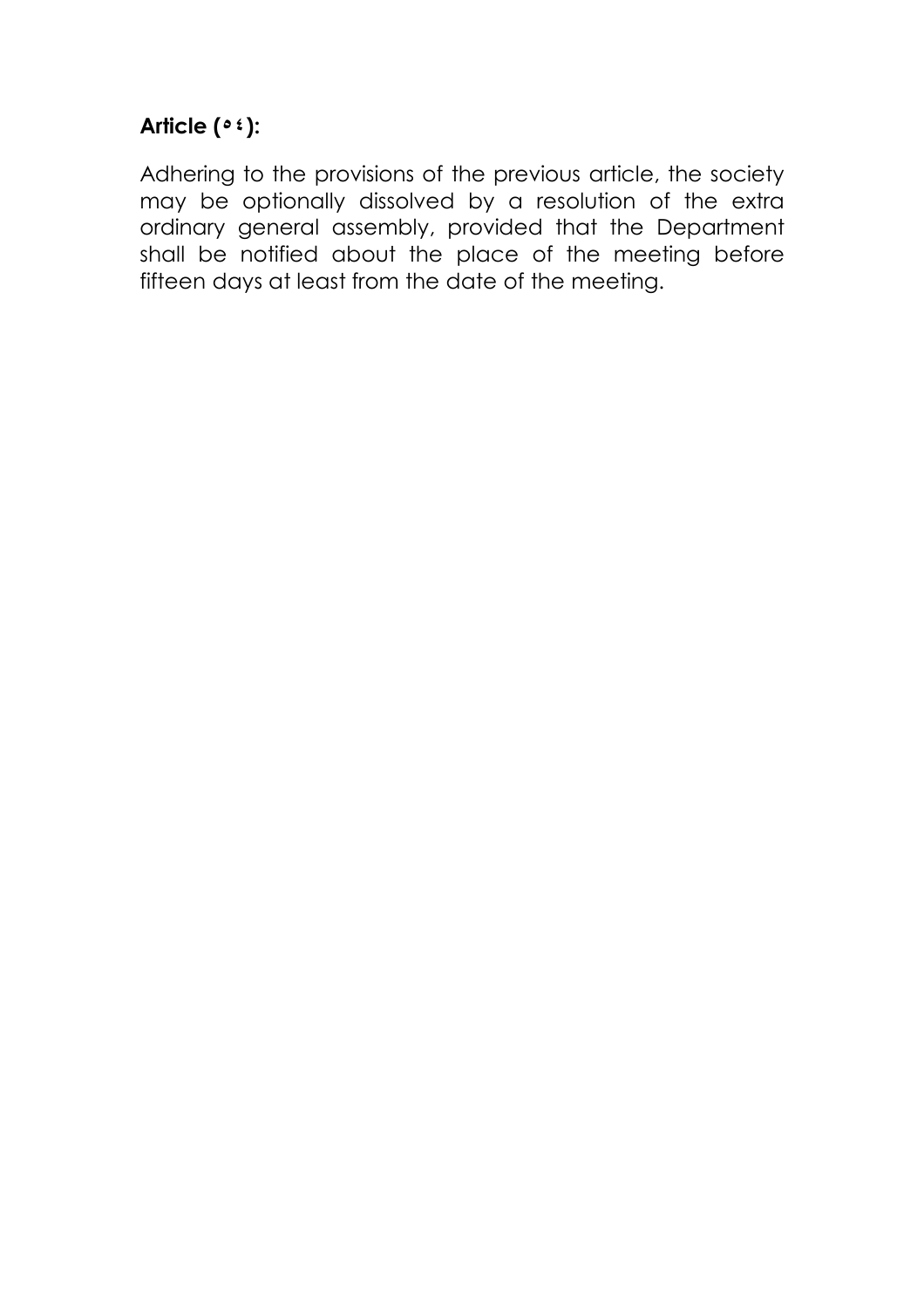**Article (٥٤):**

Adhering to the provisions of the previous article, the society may be optionally dissolved by a resolution of the extra ordinary general assembly, provided that the Department shall be notified about the place of the meeting before fifteen days at least from the date of the meeting.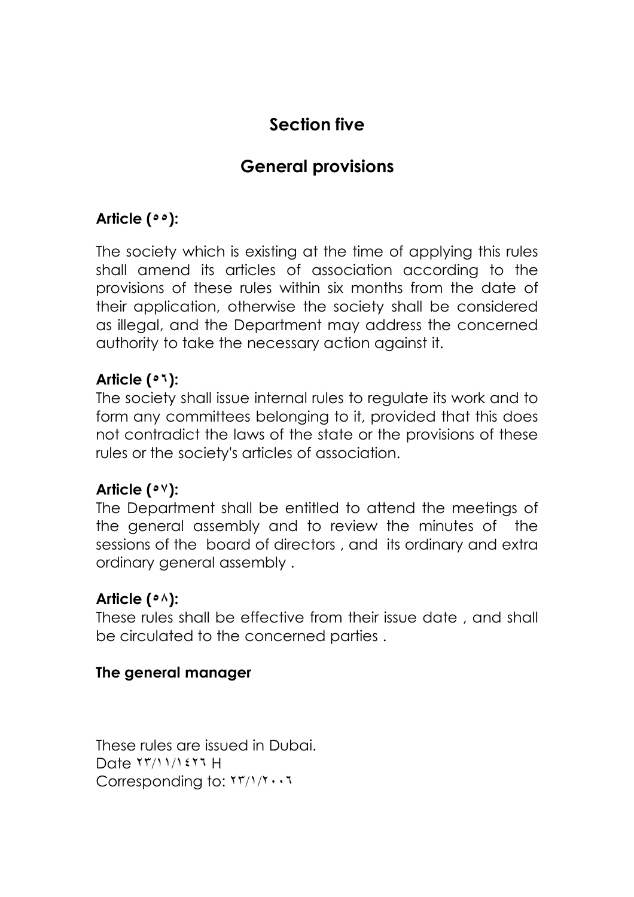## Section five

## General provisions

**Article (٥٥):**

The society which is existing at the time of applying this rules shall amend its articles of association according to the provisions of these rules within six months from the date of their application, otherwise the society shall be considered as illegal, and the Department may address the concerned authority to take the necessary action against it.

**Article (٥٦):**

The society shall issue internal rules to regulate its work and to form any committees belonging to it, provided that this does not contradict the laws of the state or the provisions of these rules or the society's articles of association.

**Article (٥٧):**

The Department shall be entitled to attend the meetings of the general assembly and to review the minutes of the sessions of the board of directors , and its ordinary and extra ordinary general assembly .

**Article (٥٨):**

These rules shall be effective from their issue date , and shall be circulated to the concerned parties .

**The general manager**

These rules are issued in Dubai.
Date ٢٣/١١/١٤٢٦ H
Corresponding to: ٢٣/١/٢٠٠٦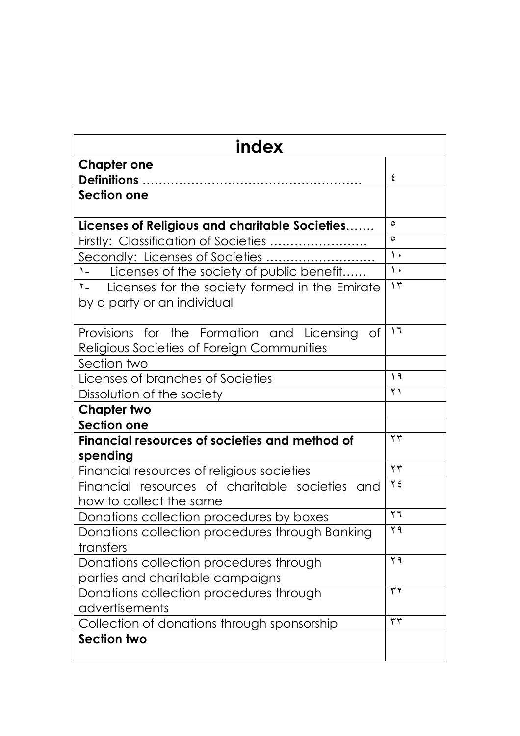| index | |
|---|---|
| **Chapter one** **Definitions** ……………………………………………… | ٤ |
| **Section one** | |
| **Licenses of Religious and charitable Societies**……. | ٥ |
| Firstly: Classification of Societies …………………… | ٥ |
| Secondly: Licenses of Societies ……………………… | ١٠ |
| ١- Licenses of the society of public benefit…… | ١٠ |
| ٢- Licenses for the society formed in the Emirate by a party or an individual | ١٣ |
| Provisions for the Formation and Licensing of Religious Societies of Foreign Communities | ١٦ |
| Section two | |
| Licenses of branches of Societies | ١٩ |
| Dissolution of the society | ٢١ |
| **Chapter two** | |
| **Section one** | |
| **Financial resources of societies and method of spending** | ٢٣ |
| Financial resources of religious societies | ٢٣ |
| Financial resources of charitable societies and how to collect the same | ٢٤ |
| Donations collection procedures by boxes | ٢٦ |
| Donations collection procedures through Banking transfers | ٢٩ |
| Donations collection procedures through parties and charitable campaigns | ٢٩ |
| Donations collection procedures through advertisements | ٣٢ |
| Collection of donations through sponsorship | ٣٣ |
| **Section two** | |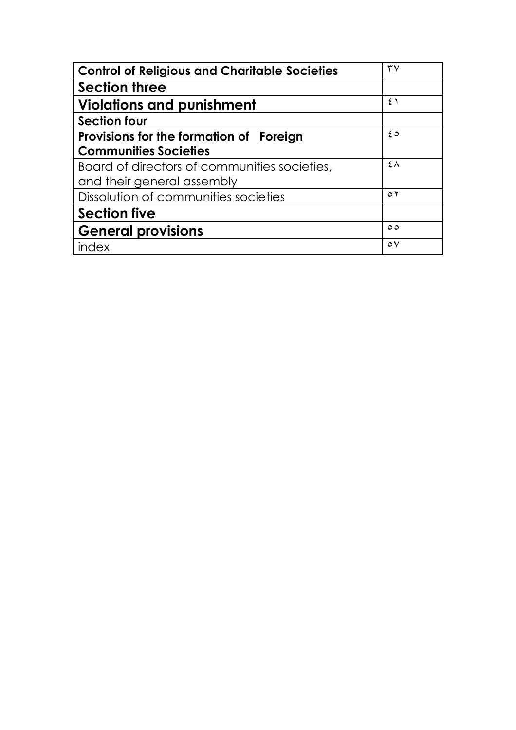| | |
|---|---|
| **Control of Religious and Charitable Societies** | ٣٧ |
| **Section three** | |
| **Violations and punishment** | ٤١ |
| **Section four** | |
| **Provisions for the formation of Foreign Communities Societies** | ٤٥ |
| Board of directors of communities societies, and their general assembly | ٤٨ |
| Dissolution of communities societies | ٥٢ |
| **Section five** | |
| **General provisions** | ٥٥ |
| index | ٥٧ |